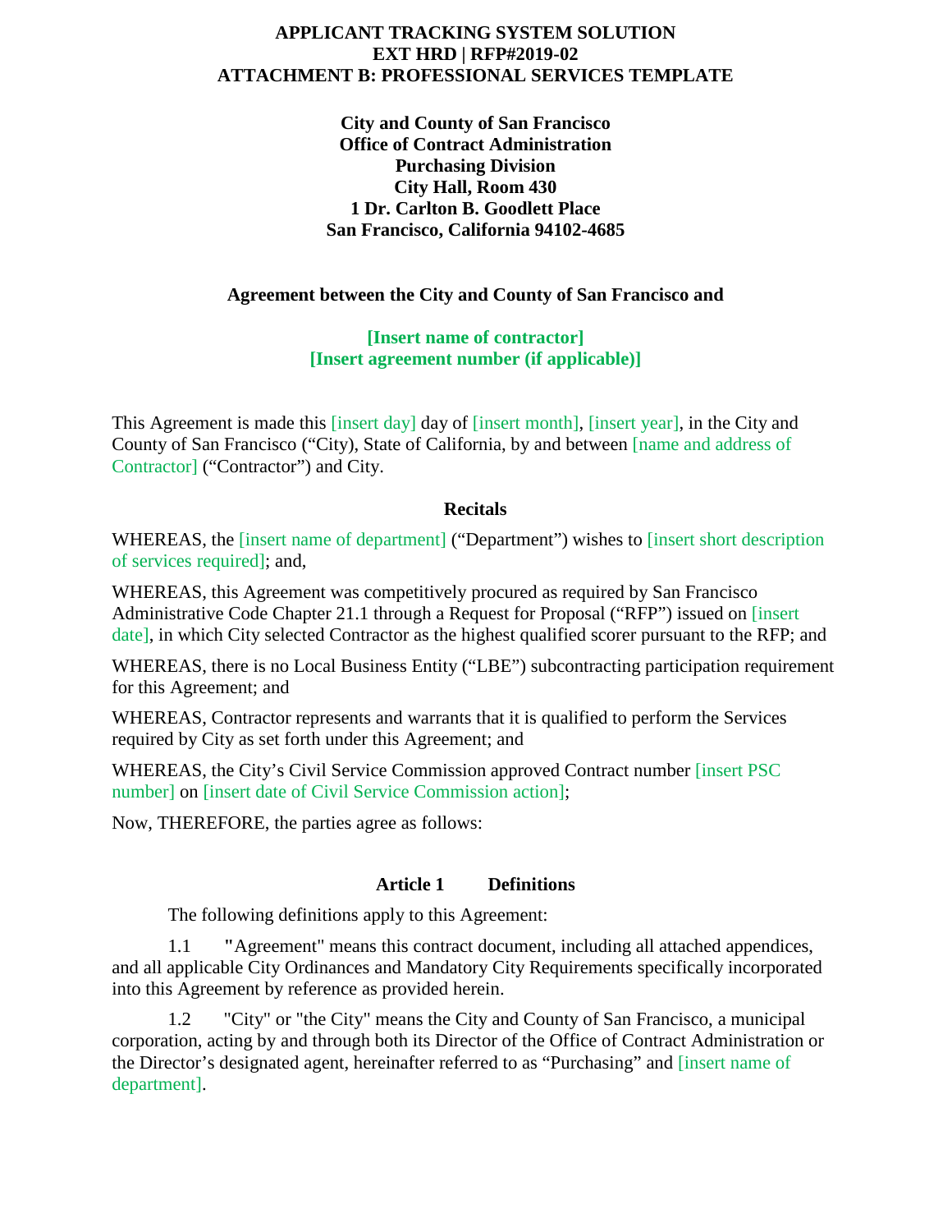**APPLICANT TRACKING SYSTEM SOLUTION**
**EXT HRD | RFP#2019-02**
**ATTACHMENT B: PROFESSIONAL SERVICES TEMPLATE**

**City and County of San Francisco**
**Office of Contract Administration**
**Purchasing Division**
**City Hall, Room 430**
**1 Dr. Carlton B. Goodlett Place**
**San Francisco, California 94102-4685**

**Agreement between the City and County of San Francisco and**

**[Insert name of contractor]**
**[Insert agreement number (if applicable)]**

This Agreement is made this [insert day] day of [insert month], [insert year], in the City and County of San Francisco ("City), State of California, by and between [name and address of Contractor] ("Contractor") and City.

**Recitals**

WHEREAS, the [insert name of department] ("Department") wishes to [insert short description of services required]; and,

WHEREAS, this Agreement was competitively procured as required by San Francisco Administrative Code Chapter 21.1 through a Request for Proposal ("RFP") issued on [insert date], in which City selected Contractor as the highest qualified scorer pursuant to the RFP; and

WHEREAS, there is no Local Business Entity ("LBE") subcontracting participation requirement for this Agreement; and

WHEREAS, Contractor represents and warrants that it is qualified to perform the Services required by City as set forth under this Agreement; and

WHEREAS, the City's Civil Service Commission approved Contract number [insert PSC number] on [insert date of Civil Service Commission action];

Now, THEREFORE, the parties agree as follows:

## Article 1 Definitions

The following definitions apply to this Agreement:

1.1 "Agreement" means this contract document, including all attached appendices, and all applicable City Ordinances and Mandatory City Requirements specifically incorporated into this Agreement by reference as provided herein.

1.2 "City" or "the City" means the City and County of San Francisco, a municipal corporation, acting by and through both its Director of the Office of Contract Administration or the Director's designated agent, hereinafter referred to as "Purchasing" and [insert name of department].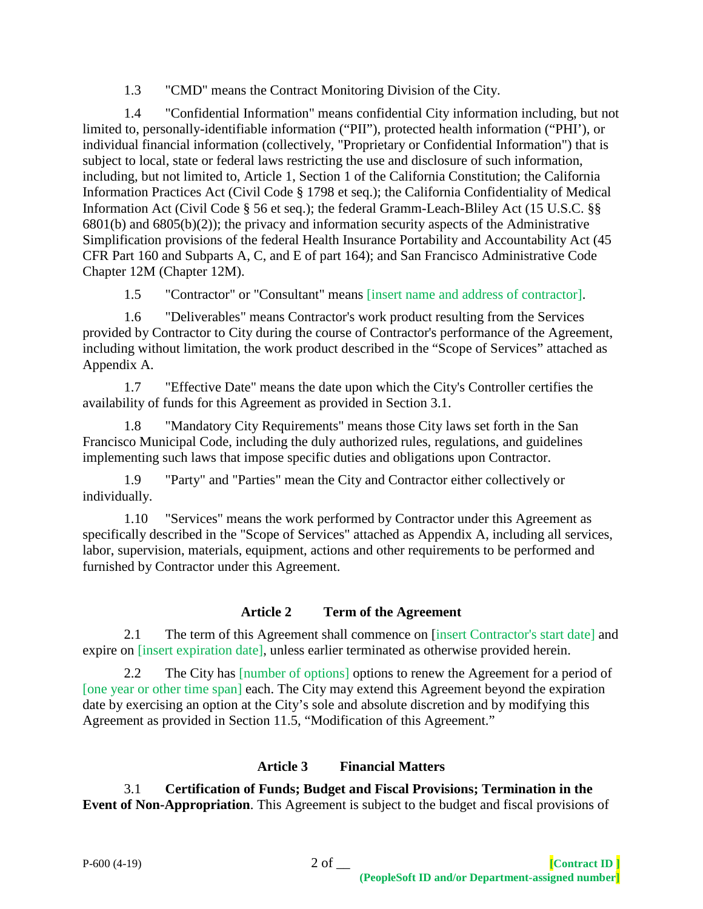1.3 "CMD" means the Contract Monitoring Division of the City.

1.4 "Confidential Information" means confidential City information including, but not limited to, personally-identifiable information ("PII"), protected health information ("PHI'), or individual financial information (collectively, "Proprietary or Confidential Information") that is subject to local, state or federal laws restricting the use and disclosure of such information, including, but not limited to, Article 1, Section 1 of the California Constitution; the California Information Practices Act (Civil Code § 1798 et seq.); the California Confidentiality of Medical Information Act (Civil Code § 56 et seq.); the federal Gramm-Leach-Bliley Act (15 U.S.C. §§ 6801(b) and 6805(b)(2)); the privacy and information security aspects of the Administrative Simplification provisions of the federal Health Insurance Portability and Accountability Act (45 CFR Part 160 and Subparts A, C, and E of part 164); and San Francisco Administrative Code Chapter 12M (Chapter 12M).

1.5 "Contractor" or "Consultant" means [insert name and address of contractor].

1.6 "Deliverables" means Contractor's work product resulting from the Services provided by Contractor to City during the course of Contractor's performance of the Agreement, including without limitation, the work product described in the "Scope of Services" attached as Appendix A.

1.7 "Effective Date" means the date upon which the City's Controller certifies the availability of funds for this Agreement as provided in Section 3.1.

1.8 "Mandatory City Requirements" means those City laws set forth in the San Francisco Municipal Code, including the duly authorized rules, regulations, and guidelines implementing such laws that impose specific duties and obligations upon Contractor.

1.9 "Party" and "Parties" mean the City and Contractor either collectively or individually.

1.10 "Services" means the work performed by Contractor under this Agreement as specifically described in the "Scope of Services" attached as Appendix A, including all services, labor, supervision, materials, equipment, actions and other requirements to be performed and furnished by Contractor under this Agreement.

## Article 2 Term of the Agreement

2.1 The term of this Agreement shall commence on [insert Contractor's start date] and expire on [insert expiration date], unless earlier terminated as otherwise provided herein.

2.2 The City has [number of options] options to renew the Agreement for a period of [one year or other time span] each. The City may extend this Agreement beyond the expiration date by exercising an option at the City's sole and absolute discretion and by modifying this Agreement as provided in Section 11.5, "Modification of this Agreement."

## Article 3 Financial Matters

3.1 **Certification of Funds; Budget and Fiscal Provisions; Termination in the Event of Non-Appropriation**. This Agreement is subject to the budget and fiscal provisions of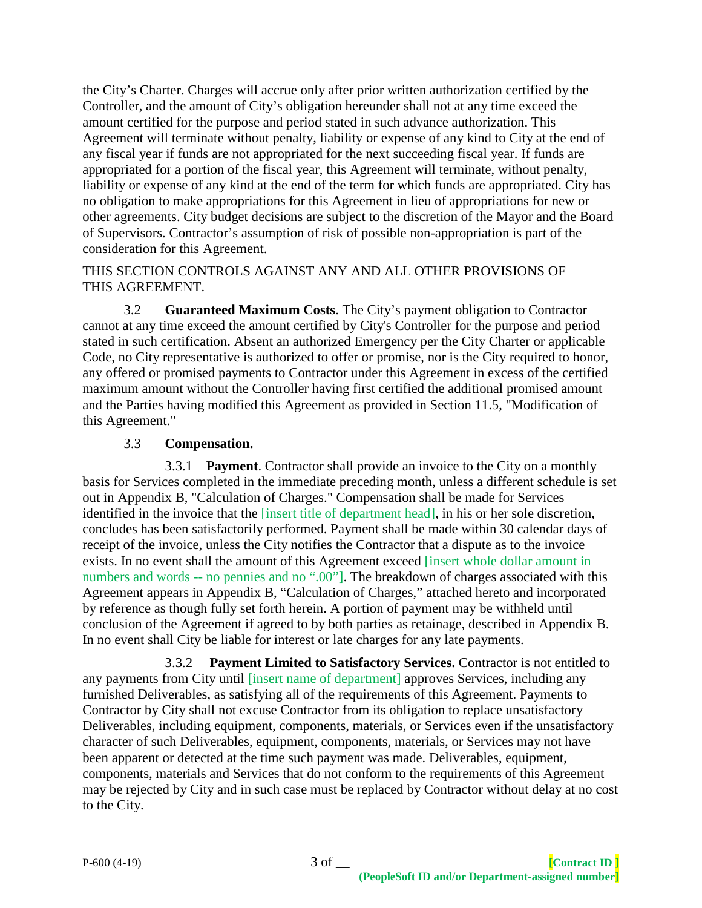the City's Charter. Charges will accrue only after prior written authorization certified by the Controller, and the amount of City's obligation hereunder shall not at any time exceed the amount certified for the purpose and period stated in such advance authorization. This Agreement will terminate without penalty, liability or expense of any kind to City at the end of any fiscal year if funds are not appropriated for the next succeeding fiscal year. If funds are appropriated for a portion of the fiscal year, this Agreement will terminate, without penalty, liability or expense of any kind at the end of the term for which funds are appropriated. City has no obligation to make appropriations for this Agreement in lieu of appropriations for new or other agreements. City budget decisions are subject to the discretion of the Mayor and the Board of Supervisors. Contractor's assumption of risk of possible non-appropriation is part of the consideration for this Agreement.

THIS SECTION CONTROLS AGAINST ANY AND ALL OTHER PROVISIONS OF THIS AGREEMENT.

3.2 **Guaranteed Maximum Costs**. The City's payment obligation to Contractor cannot at any time exceed the amount certified by City's Controller for the purpose and period stated in such certification. Absent an authorized Emergency per the City Charter or applicable Code, no City representative is authorized to offer or promise, nor is the City required to honor, any offered or promised payments to Contractor under this Agreement in excess of the certified maximum amount without the Controller having first certified the additional promised amount and the Parties having modified this Agreement as provided in Section 11.5, "Modification of this Agreement."

3.3 **Compensation.**

3.3.1 **Payment**. Contractor shall provide an invoice to the City on a monthly basis for Services completed in the immediate preceding month, unless a different schedule is set out in Appendix B, "Calculation of Charges." Compensation shall be made for Services identified in the invoice that the [insert title of department head], in his or her sole discretion, concludes has been satisfactorily performed. Payment shall be made within 30 calendar days of receipt of the invoice, unless the City notifies the Contractor that a dispute as to the invoice exists. In no event shall the amount of this Agreement exceed [insert whole dollar amount in numbers and words -- no pennies and no ".00"]. The breakdown of charges associated with this Agreement appears in Appendix B, "Calculation of Charges," attached hereto and incorporated by reference as though fully set forth herein. A portion of payment may be withheld until conclusion of the Agreement if agreed to by both parties as retainage, described in Appendix B. In no event shall City be liable for interest or late charges for any late payments.

3.3.2 **Payment Limited to Satisfactory Services.** Contractor is not entitled to any payments from City until [insert name of department] approves Services, including any furnished Deliverables, as satisfying all of the requirements of this Agreement. Payments to Contractor by City shall not excuse Contractor from its obligation to replace unsatisfactory Deliverables, including equipment, components, materials, or Services even if the unsatisfactory character of such Deliverables, equipment, components, materials, or Services may not have been apparent or detected at the time such payment was made. Deliverables, equipment, components, materials and Services that do not conform to the requirements of this Agreement may be rejected by City and in such case must be replaced by Contractor without delay at no cost to the City.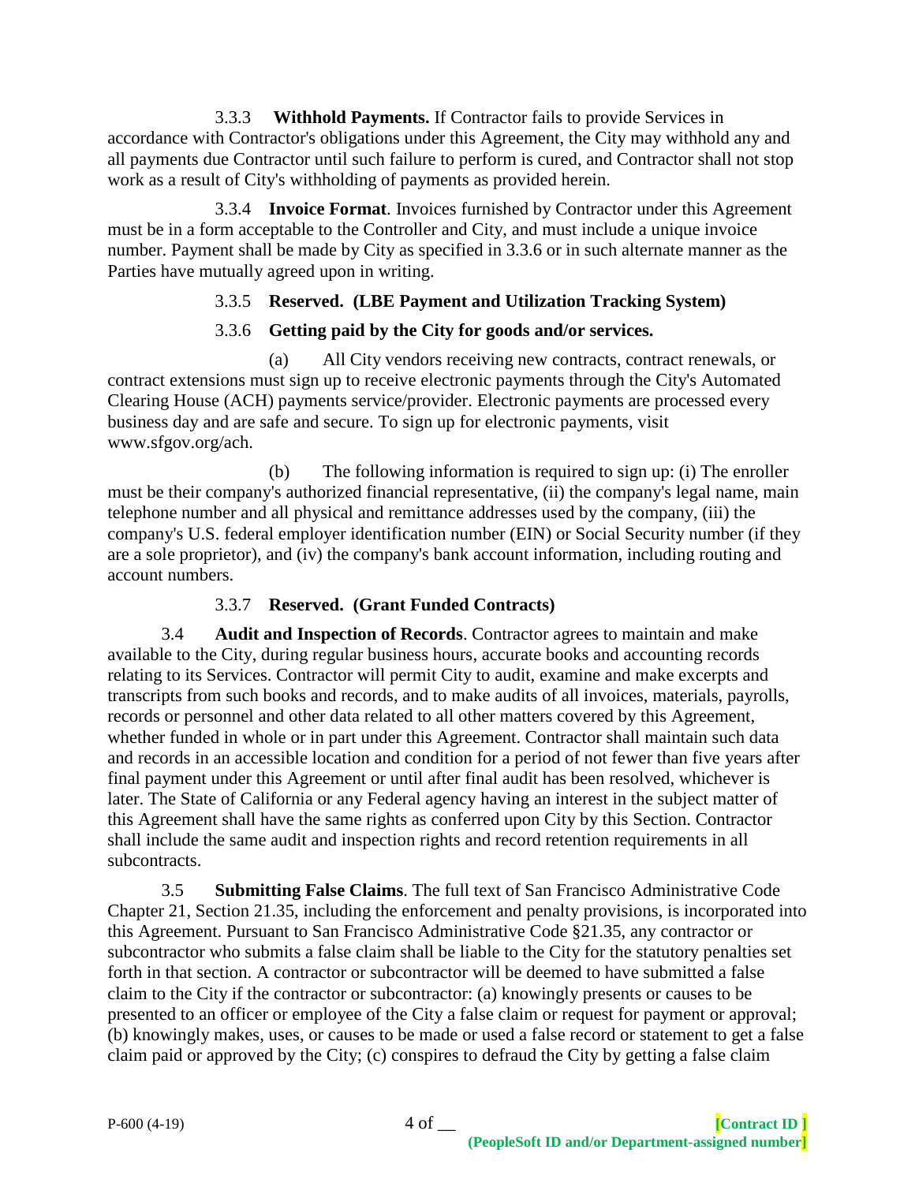3.3.3 **Withhold Payments.** If Contractor fails to provide Services in accordance with Contractor's obligations under this Agreement, the City may withhold any and all payments due Contractor until such failure to perform is cured, and Contractor shall not stop work as a result of City's withholding of payments as provided herein.

3.3.4 **Invoice Format**. Invoices furnished by Contractor under this Agreement must be in a form acceptable to the Controller and City, and must include a unique invoice number. Payment shall be made by City as specified in 3.3.6 or in such alternate manner as the Parties have mutually agreed upon in writing.

3.3.5 **Reserved. (LBE Payment and Utilization Tracking System)**

3.3.6 **Getting paid by the City for goods and/or services.**

(a) All City vendors receiving new contracts, contract renewals, or contract extensions must sign up to receive electronic payments through the City's Automated Clearing House (ACH) payments service/provider. Electronic payments are processed every business day and are safe and secure. To sign up for electronic payments, visit www.sfgov.org/ach.

(b) The following information is required to sign up: (i) The enroller must be their company's authorized financial representative, (ii) the company's legal name, main telephone number and all physical and remittance addresses used by the company, (iii) the company's U.S. federal employer identification number (EIN) or Social Security number (if they are a sole proprietor), and (iv) the company's bank account information, including routing and account numbers.

3.3.7 **Reserved. (Grant Funded Contracts)**

3.4 **Audit and Inspection of Records**. Contractor agrees to maintain and make available to the City, during regular business hours, accurate books and accounting records relating to its Services. Contractor will permit City to audit, examine and make excerpts and transcripts from such books and records, and to make audits of all invoices, materials, payrolls, records or personnel and other data related to all other matters covered by this Agreement, whether funded in whole or in part under this Agreement. Contractor shall maintain such data and records in an accessible location and condition for a period of not fewer than five years after final payment under this Agreement or until after final audit has been resolved, whichever is later. The State of California or any Federal agency having an interest in the subject matter of this Agreement shall have the same rights as conferred upon City by this Section. Contractor shall include the same audit and inspection rights and record retention requirements in all subcontracts.

3.5 **Submitting False Claims**. The full text of San Francisco Administrative Code Chapter 21, Section 21.35, including the enforcement and penalty provisions, is incorporated into this Agreement. Pursuant to San Francisco Administrative Code §21.35, any contractor or subcontractor who submits a false claim shall be liable to the City for the statutory penalties set forth in that section. A contractor or subcontractor will be deemed to have submitted a false claim to the City if the contractor or subcontractor: (a) knowingly presents or causes to be presented to an officer or employee of the City a false claim or request for payment or approval; (b) knowingly makes, uses, or causes to be made or used a false record or statement to get a false claim paid or approved by the City; (c) conspires to defraud the City by getting a false claim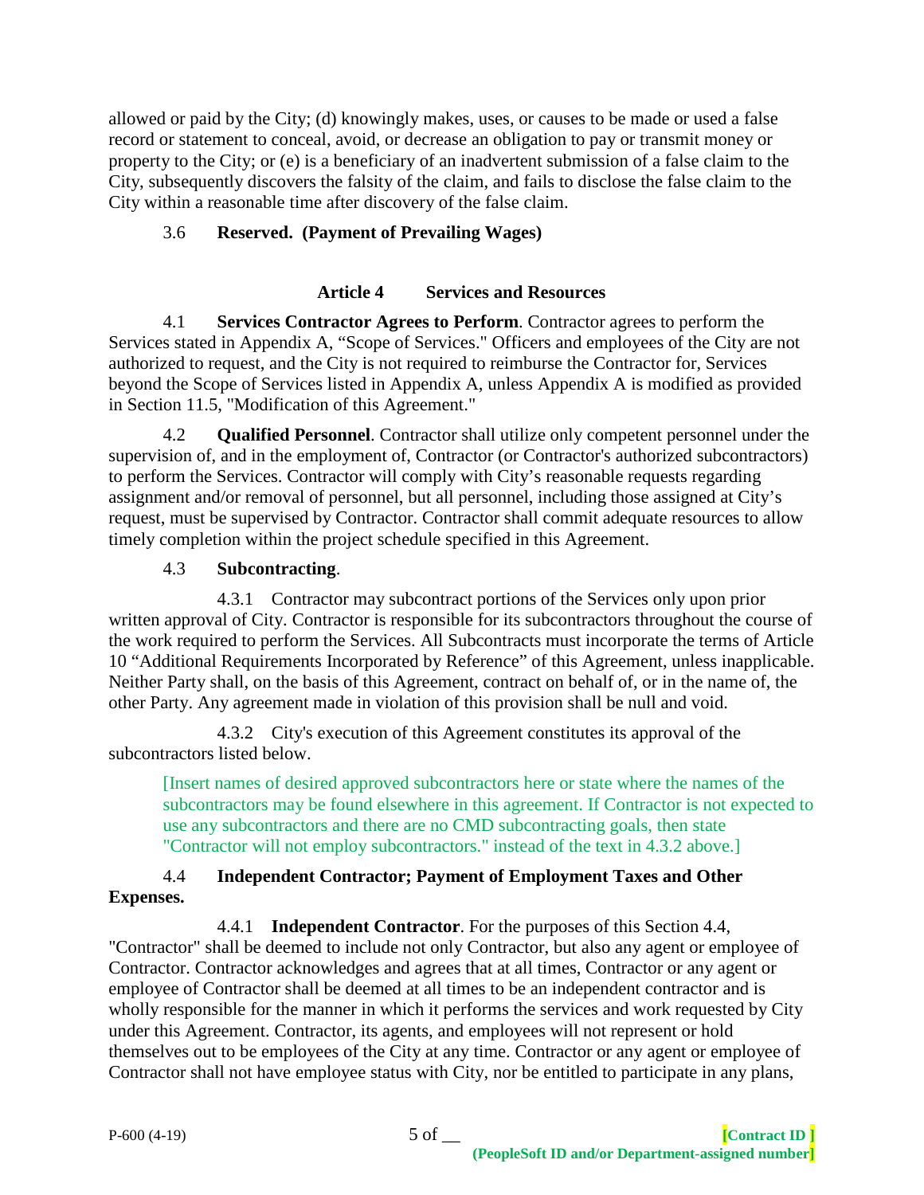allowed or paid by the City; (d) knowingly makes, uses, or causes to be made or used a false record or statement to conceal, avoid, or decrease an obligation to pay or transmit money or property to the City; or (e) is a beneficiary of an inadvertent submission of a false claim to the City, subsequently discovers the falsity of the claim, and fails to disclose the false claim to the City within a reasonable time after discovery of the false claim.

3.6 **Reserved. (Payment of Prevailing Wages)**

## Article 4 Services and Resources

4.1 **Services Contractor Agrees to Perform**. Contractor agrees to perform the Services stated in Appendix A, "Scope of Services." Officers and employees of the City are not authorized to request, and the City is not required to reimburse the Contractor for, Services beyond the Scope of Services listed in Appendix A, unless Appendix A is modified as provided in Section 11.5, "Modification of this Agreement."

4.2 **Qualified Personnel**. Contractor shall utilize only competent personnel under the supervision of, and in the employment of, Contractor (or Contractor's authorized subcontractors) to perform the Services. Contractor will comply with City's reasonable requests regarding assignment and/or removal of personnel, but all personnel, including those assigned at City's request, must be supervised by Contractor. Contractor shall commit adequate resources to allow timely completion within the project schedule specified in this Agreement.

4.3 **Subcontracting**.

4.3.1 Contractor may subcontract portions of the Services only upon prior written approval of City. Contractor is responsible for its subcontractors throughout the course of the work required to perform the Services. All Subcontracts must incorporate the terms of Article 10 "Additional Requirements Incorporated by Reference" of this Agreement, unless inapplicable. Neither Party shall, on the basis of this Agreement, contract on behalf of, or in the name of, the other Party. Any agreement made in violation of this provision shall be null and void.

4.3.2 City's execution of this Agreement constitutes its approval of the subcontractors listed below.

[Insert names of desired approved subcontractors here or state where the names of the subcontractors may be found elsewhere in this agreement. If Contractor is not expected to use any subcontractors and there are no CMD subcontracting goals, then state "Contractor will not employ subcontractors." instead of the text in 4.3.2 above.]

4.4 **Independent Contractor; Payment of Employment Taxes and Other Expenses.**

4.4.1 **Independent Contractor**. For the purposes of this Section 4.4, "Contractor" shall be deemed to include not only Contractor, but also any agent or employee of Contractor. Contractor acknowledges and agrees that at all times, Contractor or any agent or employee of Contractor shall be deemed at all times to be an independent contractor and is wholly responsible for the manner in which it performs the services and work requested by City under this Agreement. Contractor, its agents, and employees will not represent or hold themselves out to be employees of the City at any time. Contractor or any agent or employee of Contractor shall not have employee status with City, nor be entitled to participate in any plans,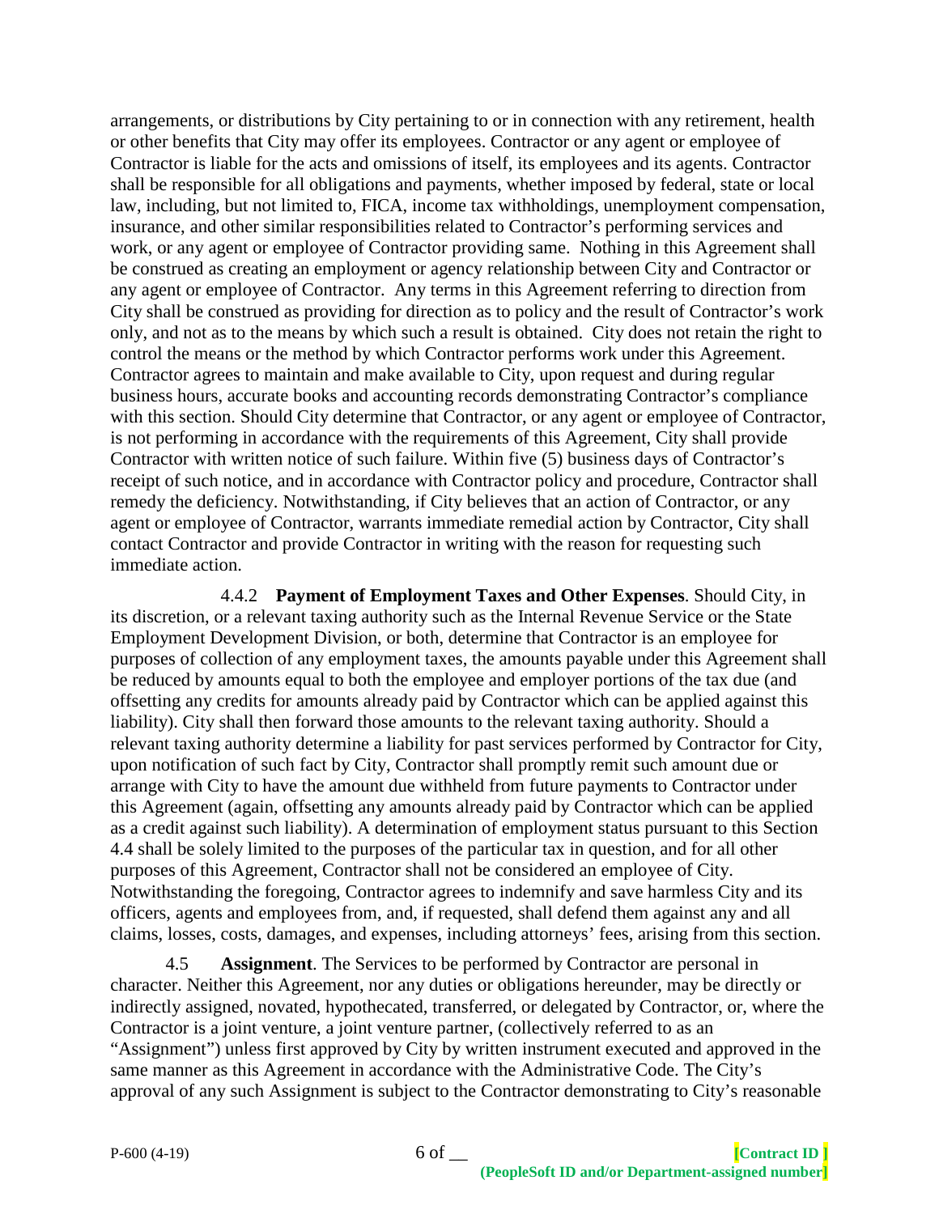arrangements, or distributions by City pertaining to or in connection with any retirement, health or other benefits that City may offer its employees. Contractor or any agent or employee of Contractor is liable for the acts and omissions of itself, its employees and its agents. Contractor shall be responsible for all obligations and payments, whether imposed by federal, state or local law, including, but not limited to, FICA, income tax withholdings, unemployment compensation, insurance, and other similar responsibilities related to Contractor's performing services and work, or any agent or employee of Contractor providing same. Nothing in this Agreement shall be construed as creating an employment or agency relationship between City and Contractor or any agent or employee of Contractor. Any terms in this Agreement referring to direction from City shall be construed as providing for direction as to policy and the result of Contractor's work only, and not as to the means by which such a result is obtained. City does not retain the right to control the means or the method by which Contractor performs work under this Agreement. Contractor agrees to maintain and make available to City, upon request and during regular business hours, accurate books and accounting records demonstrating Contractor's compliance with this section. Should City determine that Contractor, or any agent or employee of Contractor, is not performing in accordance with the requirements of this Agreement, City shall provide Contractor with written notice of such failure. Within five (5) business days of Contractor's receipt of such notice, and in accordance with Contractor policy and procedure, Contractor shall remedy the deficiency. Notwithstanding, if City believes that an action of Contractor, or any agent or employee of Contractor, warrants immediate remedial action by Contractor, City shall contact Contractor and provide Contractor in writing with the reason for requesting such immediate action.

4.4.2 **Payment of Employment Taxes and Other Expenses**. Should City, in its discretion, or a relevant taxing authority such as the Internal Revenue Service or the State Employment Development Division, or both, determine that Contractor is an employee for purposes of collection of any employment taxes, the amounts payable under this Agreement shall be reduced by amounts equal to both the employee and employer portions of the tax due (and offsetting any credits for amounts already paid by Contractor which can be applied against this liability). City shall then forward those amounts to the relevant taxing authority. Should a relevant taxing authority determine a liability for past services performed by Contractor for City, upon notification of such fact by City, Contractor shall promptly remit such amount due or arrange with City to have the amount due withheld from future payments to Contractor under this Agreement (again, offsetting any amounts already paid by Contractor which can be applied as a credit against such liability). A determination of employment status pursuant to this Section 4.4 shall be solely limited to the purposes of the particular tax in question, and for all other purposes of this Agreement, Contractor shall not be considered an employee of City. Notwithstanding the foregoing, Contractor agrees to indemnify and save harmless City and its officers, agents and employees from, and, if requested, shall defend them against any and all claims, losses, costs, damages, and expenses, including attorneys' fees, arising from this section.

4.5 **Assignment**. The Services to be performed by Contractor are personal in character. Neither this Agreement, nor any duties or obligations hereunder, may be directly or indirectly assigned, novated, hypothecated, transferred, or delegated by Contractor, or, where the Contractor is a joint venture, a joint venture partner, (collectively referred to as an "Assignment") unless first approved by City by written instrument executed and approved in the same manner as this Agreement in accordance with the Administrative Code. The City's approval of any such Assignment is subject to the Contractor demonstrating to City's reasonable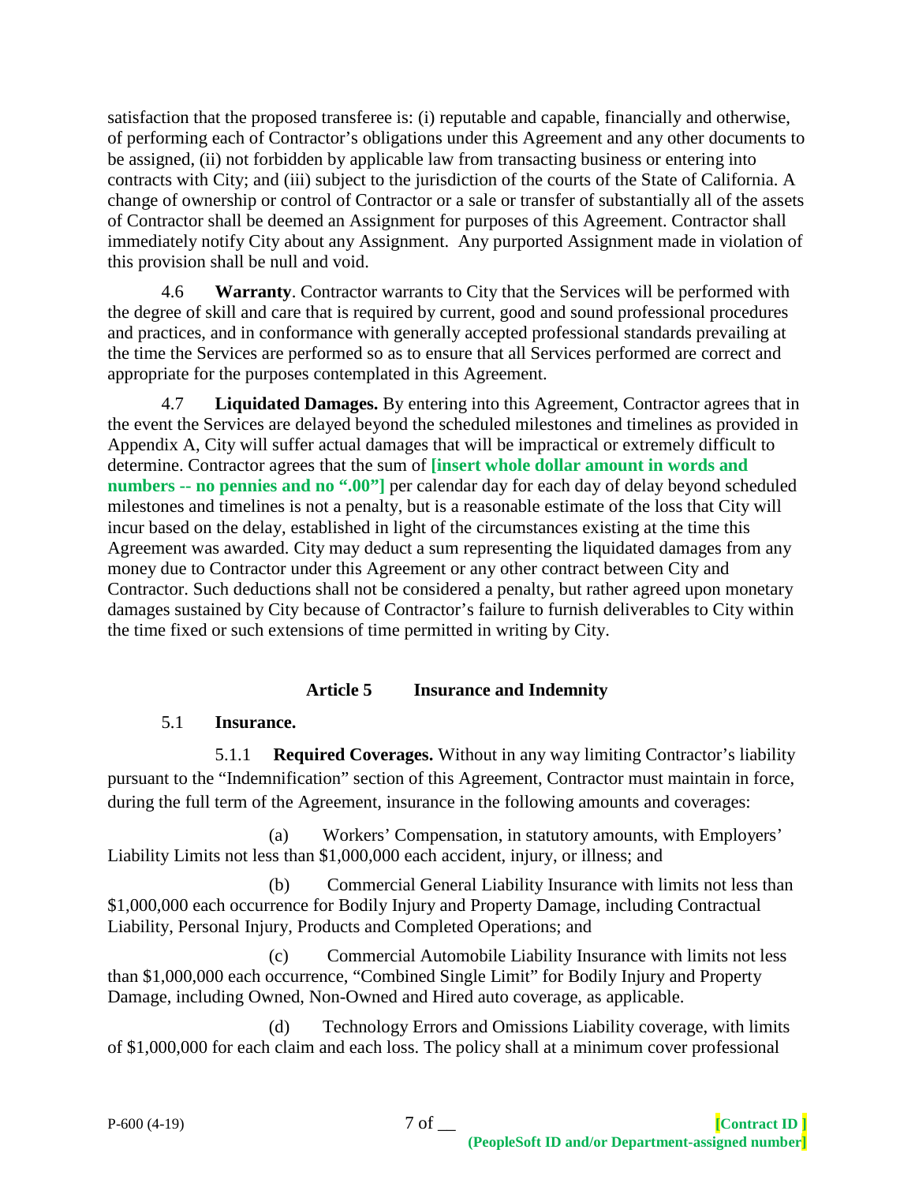satisfaction that the proposed transferee is: (i) reputable and capable, financially and otherwise, of performing each of Contractor's obligations under this Agreement and any other documents to be assigned, (ii) not forbidden by applicable law from transacting business or entering into contracts with City; and (iii) subject to the jurisdiction of the courts of the State of California. A change of ownership or control of Contractor or a sale or transfer of substantially all of the assets of Contractor shall be deemed an Assignment for purposes of this Agreement. Contractor shall immediately notify City about any Assignment. Any purported Assignment made in violation of this provision shall be null and void.

4.6 **Warranty**. Contractor warrants to City that the Services will be performed with the degree of skill and care that is required by current, good and sound professional procedures and practices, and in conformance with generally accepted professional standards prevailing at the time the Services are performed so as to ensure that all Services performed are correct and appropriate for the purposes contemplated in this Agreement.

4.7 **Liquidated Damages.** By entering into this Agreement, Contractor agrees that in the event the Services are delayed beyond the scheduled milestones and timelines as provided in Appendix A, City will suffer actual damages that will be impractical or extremely difficult to determine. Contractor agrees that the sum of **[insert whole dollar amount in words and numbers -- no pennies and no ".00"]** per calendar day for each day of delay beyond scheduled milestones and timelines is not a penalty, but is a reasonable estimate of the loss that City will incur based on the delay, established in light of the circumstances existing at the time this Agreement was awarded. City may deduct a sum representing the liquidated damages from any money due to Contractor under this Agreement or any other contract between City and Contractor. Such deductions shall not be considered a penalty, but rather agreed upon monetary damages sustained by City because of Contractor's failure to furnish deliverables to City within the time fixed or such extensions of time permitted in writing by City.

## Article 5 Insurance and Indemnity

5.1 **Insurance.**

5.1.1 **Required Coverages.** Without in any way limiting Contractor's liability pursuant to the "Indemnification" section of this Agreement, Contractor must maintain in force, during the full term of the Agreement, insurance in the following amounts and coverages:

(a) Workers' Compensation, in statutory amounts, with Employers' Liability Limits not less than $1,000,000 each accident, injury, or illness; and

(b) Commercial General Liability Insurance with limits not less than $1,000,000 each occurrence for Bodily Injury and Property Damage, including Contractual Liability, Personal Injury, Products and Completed Operations; and

(c) Commercial Automobile Liability Insurance with limits not less than $1,000,000 each occurrence, "Combined Single Limit" for Bodily Injury and Property Damage, including Owned, Non-Owned and Hired auto coverage, as applicable.

(d) Technology Errors and Omissions Liability coverage, with limits of $1,000,000 for each claim and each loss. The policy shall at a minimum cover professional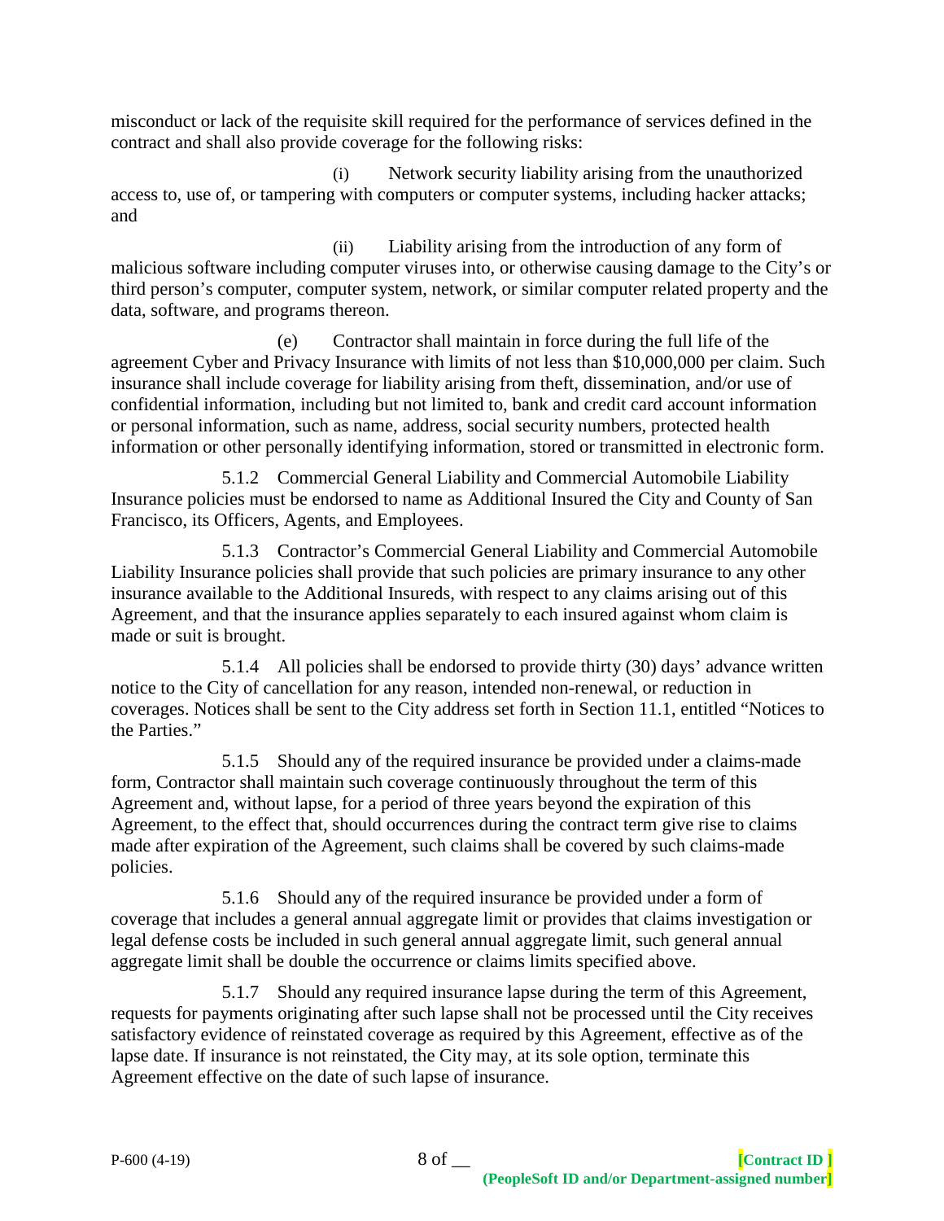misconduct or lack of the requisite skill required for the performance of services defined in the contract and shall also provide coverage for the following risks:

(i) Network security liability arising from the unauthorized access to, use of, or tampering with computers or computer systems, including hacker attacks; and

(ii) Liability arising from the introduction of any form of malicious software including computer viruses into, or otherwise causing damage to the City's or third person's computer, computer system, network, or similar computer related property and the data, software, and programs thereon.

(e) Contractor shall maintain in force during the full life of the agreement Cyber and Privacy Insurance with limits of not less than $10,000,000 per claim. Such insurance shall include coverage for liability arising from theft, dissemination, and/or use of confidential information, including but not limited to, bank and credit card account information or personal information, such as name, address, social security numbers, protected health information or other personally identifying information, stored or transmitted in electronic form.

5.1.2 Commercial General Liability and Commercial Automobile Liability Insurance policies must be endorsed to name as Additional Insured the City and County of San Francisco, its Officers, Agents, and Employees.

5.1.3 Contractor's Commercial General Liability and Commercial Automobile Liability Insurance policies shall provide that such policies are primary insurance to any other insurance available to the Additional Insureds, with respect to any claims arising out of this Agreement, and that the insurance applies separately to each insured against whom claim is made or suit is brought.

5.1.4 All policies shall be endorsed to provide thirty (30) days' advance written notice to the City of cancellation for any reason, intended non-renewal, or reduction in coverages. Notices shall be sent to the City address set forth in Section 11.1, entitled "Notices to the Parties."

5.1.5 Should any of the required insurance be provided under a claims-made form, Contractor shall maintain such coverage continuously throughout the term of this Agreement and, without lapse, for a period of three years beyond the expiration of this Agreement, to the effect that, should occurrences during the contract term give rise to claims made after expiration of the Agreement, such claims shall be covered by such claims-made policies.

5.1.6 Should any of the required insurance be provided under a form of coverage that includes a general annual aggregate limit or provides that claims investigation or legal defense costs be included in such general annual aggregate limit, such general annual aggregate limit shall be double the occurrence or claims limits specified above.

5.1.7 Should any required insurance lapse during the term of this Agreement, requests for payments originating after such lapse shall not be processed until the City receives satisfactory evidence of reinstated coverage as required by this Agreement, effective as of the lapse date. If insurance is not reinstated, the City may, at its sole option, terminate this Agreement effective on the date of such lapse of insurance.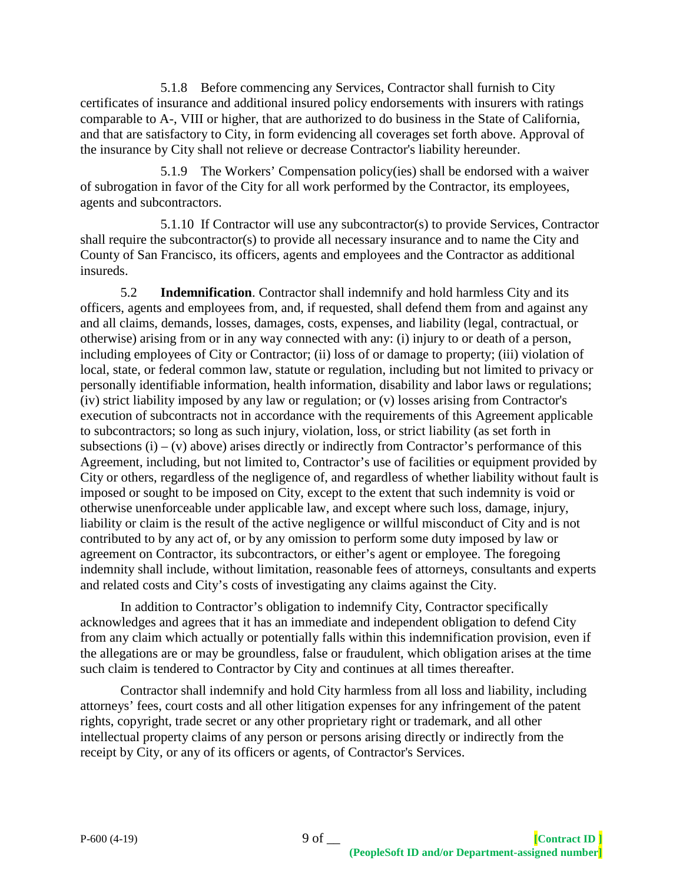5.1.8 Before commencing any Services, Contractor shall furnish to City certificates of insurance and additional insured policy endorsements with insurers with ratings comparable to A-, VIII or higher, that are authorized to do business in the State of California, and that are satisfactory to City, in form evidencing all coverages set forth above. Approval of the insurance by City shall not relieve or decrease Contractor's liability hereunder.

5.1.9 The Workers' Compensation policy(ies) shall be endorsed with a waiver of subrogation in favor of the City for all work performed by the Contractor, its employees, agents and subcontractors.

5.1.10 If Contractor will use any subcontractor(s) to provide Services, Contractor shall require the subcontractor(s) to provide all necessary insurance and to name the City and County of San Francisco, its officers, agents and employees and the Contractor as additional insureds.

5.2 **Indemnification**. Contractor shall indemnify and hold harmless City and its officers, agents and employees from, and, if requested, shall defend them from and against any and all claims, demands, losses, damages, costs, expenses, and liability (legal, contractual, or otherwise) arising from or in any way connected with any: (i) injury to or death of a person, including employees of City or Contractor; (ii) loss of or damage to property; (iii) violation of local, state, or federal common law, statute or regulation, including but not limited to privacy or personally identifiable information, health information, disability and labor laws or regulations; (iv) strict liability imposed by any law or regulation; or (v) losses arising from Contractor's execution of subcontracts not in accordance with the requirements of this Agreement applicable to subcontractors; so long as such injury, violation, loss, or strict liability (as set forth in subsections (i) – (v) above) arises directly or indirectly from Contractor's performance of this Agreement, including, but not limited to, Contractor's use of facilities or equipment provided by City or others, regardless of the negligence of, and regardless of whether liability without fault is imposed or sought to be imposed on City, except to the extent that such indemnity is void or otherwise unenforceable under applicable law, and except where such loss, damage, injury, liability or claim is the result of the active negligence or willful misconduct of City and is not contributed to by any act of, or by any omission to perform some duty imposed by law or agreement on Contractor, its subcontractors, or either's agent or employee. The foregoing indemnity shall include, without limitation, reasonable fees of attorneys, consultants and experts and related costs and City's costs of investigating any claims against the City.

In addition to Contractor's obligation to indemnify City, Contractor specifically acknowledges and agrees that it has an immediate and independent obligation to defend City from any claim which actually or potentially falls within this indemnification provision, even if the allegations are or may be groundless, false or fraudulent, which obligation arises at the time such claim is tendered to Contractor by City and continues at all times thereafter.

Contractor shall indemnify and hold City harmless from all loss and liability, including attorneys' fees, court costs and all other litigation expenses for any infringement of the patent rights, copyright, trade secret or any other proprietary right or trademark, and all other intellectual property claims of any person or persons arising directly or indirectly from the receipt by City, or any of its officers or agents, of Contractor's Services.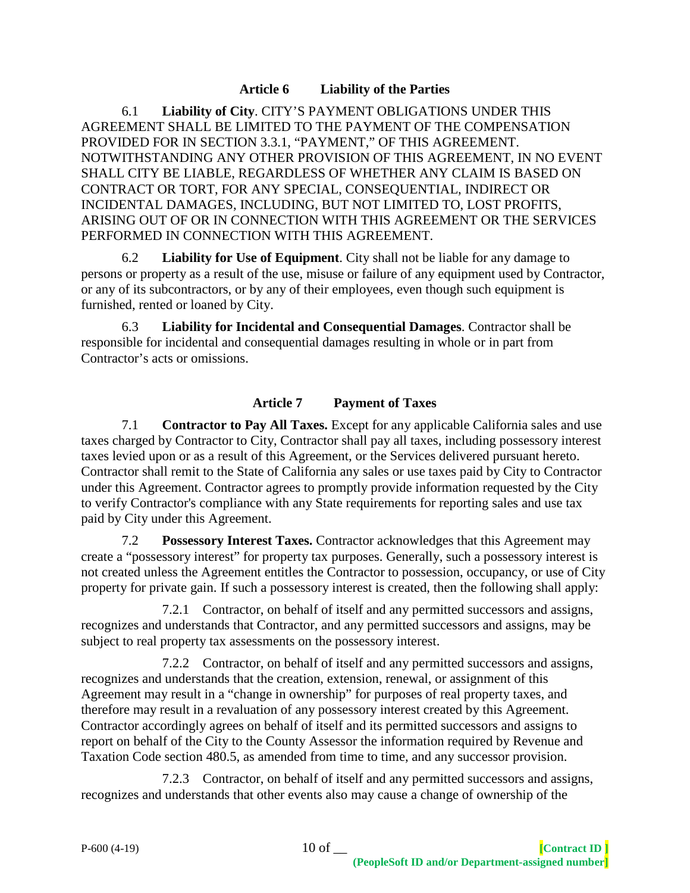## Article 6 Liability of the Parties

6.1 **Liability of City**. CITY'S PAYMENT OBLIGATIONS UNDER THIS AGREEMENT SHALL BE LIMITED TO THE PAYMENT OF THE COMPENSATION PROVIDED FOR IN SECTION 3.3.1, "PAYMENT," OF THIS AGREEMENT. NOTWITHSTANDING ANY OTHER PROVISION OF THIS AGREEMENT, IN NO EVENT SHALL CITY BE LIABLE, REGARDLESS OF WHETHER ANY CLAIM IS BASED ON CONTRACT OR TORT, FOR ANY SPECIAL, CONSEQUENTIAL, INDIRECT OR INCIDENTAL DAMAGES, INCLUDING, BUT NOT LIMITED TO, LOST PROFITS, ARISING OUT OF OR IN CONNECTION WITH THIS AGREEMENT OR THE SERVICES PERFORMED IN CONNECTION WITH THIS AGREEMENT.

6.2 **Liability for Use of Equipment**. City shall not be liable for any damage to persons or property as a result of the use, misuse or failure of any equipment used by Contractor, or any of its subcontractors, or by any of their employees, even though such equipment is furnished, rented or loaned by City.

6.3 **Liability for Incidental and Consequential Damages**. Contractor shall be responsible for incidental and consequential damages resulting in whole or in part from Contractor's acts or omissions.

## Article 7 Payment of Taxes

7.1 **Contractor to Pay All Taxes.** Except for any applicable California sales and use taxes charged by Contractor to City, Contractor shall pay all taxes, including possessory interest taxes levied upon or as a result of this Agreement, or the Services delivered pursuant hereto. Contractor shall remit to the State of California any sales or use taxes paid by City to Contractor under this Agreement. Contractor agrees to promptly provide information requested by the City to verify Contractor's compliance with any State requirements for reporting sales and use tax paid by City under this Agreement.

7.2 **Possessory Interest Taxes.** Contractor acknowledges that this Agreement may create a "possessory interest" for property tax purposes. Generally, such a possessory interest is not created unless the Agreement entitles the Contractor to possession, occupancy, or use of City property for private gain. If such a possessory interest is created, then the following shall apply:

7.2.1 Contractor, on behalf of itself and any permitted successors and assigns, recognizes and understands that Contractor, and any permitted successors and assigns, may be subject to real property tax assessments on the possessory interest.

7.2.2 Contractor, on behalf of itself and any permitted successors and assigns, recognizes and understands that the creation, extension, renewal, or assignment of this Agreement may result in a "change in ownership" for purposes of real property taxes, and therefore may result in a revaluation of any possessory interest created by this Agreement. Contractor accordingly agrees on behalf of itself and its permitted successors and assigns to report on behalf of the City to the County Assessor the information required by Revenue and Taxation Code section 480.5, as amended from time to time, and any successor provision.

7.2.3 Contractor, on behalf of itself and any permitted successors and assigns, recognizes and understands that other events also may cause a change of ownership of the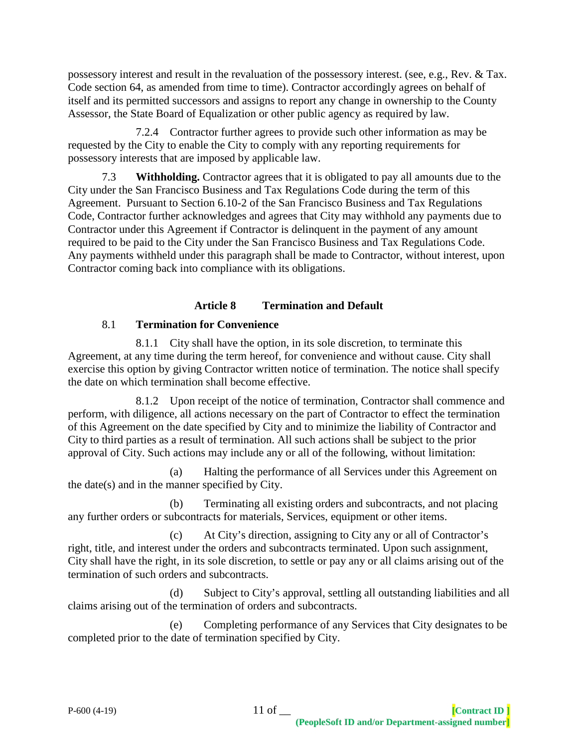possessory interest and result in the revaluation of the possessory interest. (see, e.g., Rev. & Tax. Code section 64, as amended from time to time). Contractor accordingly agrees on behalf of itself and its permitted successors and assigns to report any change in ownership to the County Assessor, the State Board of Equalization or other public agency as required by law.

7.2.4 Contractor further agrees to provide such other information as may be requested by the City to enable the City to comply with any reporting requirements for possessory interests that are imposed by applicable law.

7.3 **Withholding.** Contractor agrees that it is obligated to pay all amounts due to the City under the San Francisco Business and Tax Regulations Code during the term of this Agreement. Pursuant to Section 6.10-2 of the San Francisco Business and Tax Regulations Code, Contractor further acknowledges and agrees that City may withhold any payments due to Contractor under this Agreement if Contractor is delinquent in the payment of any amount required to be paid to the City under the San Francisco Business and Tax Regulations Code. Any payments withheld under this paragraph shall be made to Contractor, without interest, upon Contractor coming back into compliance with its obligations.

## Article 8 Termination and Default

### 8.1 Termination for Convenience

8.1.1 City shall have the option, in its sole discretion, to terminate this Agreement, at any time during the term hereof, for convenience and without cause. City shall exercise this option by giving Contractor written notice of termination. The notice shall specify the date on which termination shall become effective.

8.1.2 Upon receipt of the notice of termination, Contractor shall commence and perform, with diligence, all actions necessary on the part of Contractor to effect the termination of this Agreement on the date specified by City and to minimize the liability of Contractor and City to third parties as a result of termination. All such actions shall be subject to the prior approval of City. Such actions may include any or all of the following, without limitation:

(a) Halting the performance of all Services under this Agreement on the date(s) and in the manner specified by City.

(b) Terminating all existing orders and subcontracts, and not placing any further orders or subcontracts for materials, Services, equipment or other items.

(c) At City's direction, assigning to City any or all of Contractor's right, title, and interest under the orders and subcontracts terminated. Upon such assignment, City shall have the right, in its sole discretion, to settle or pay any or all claims arising out of the termination of such orders and subcontracts.

(d) Subject to City's approval, settling all outstanding liabilities and all claims arising out of the termination of orders and subcontracts.

(e) Completing performance of any Services that City designates to be completed prior to the date of termination specified by City.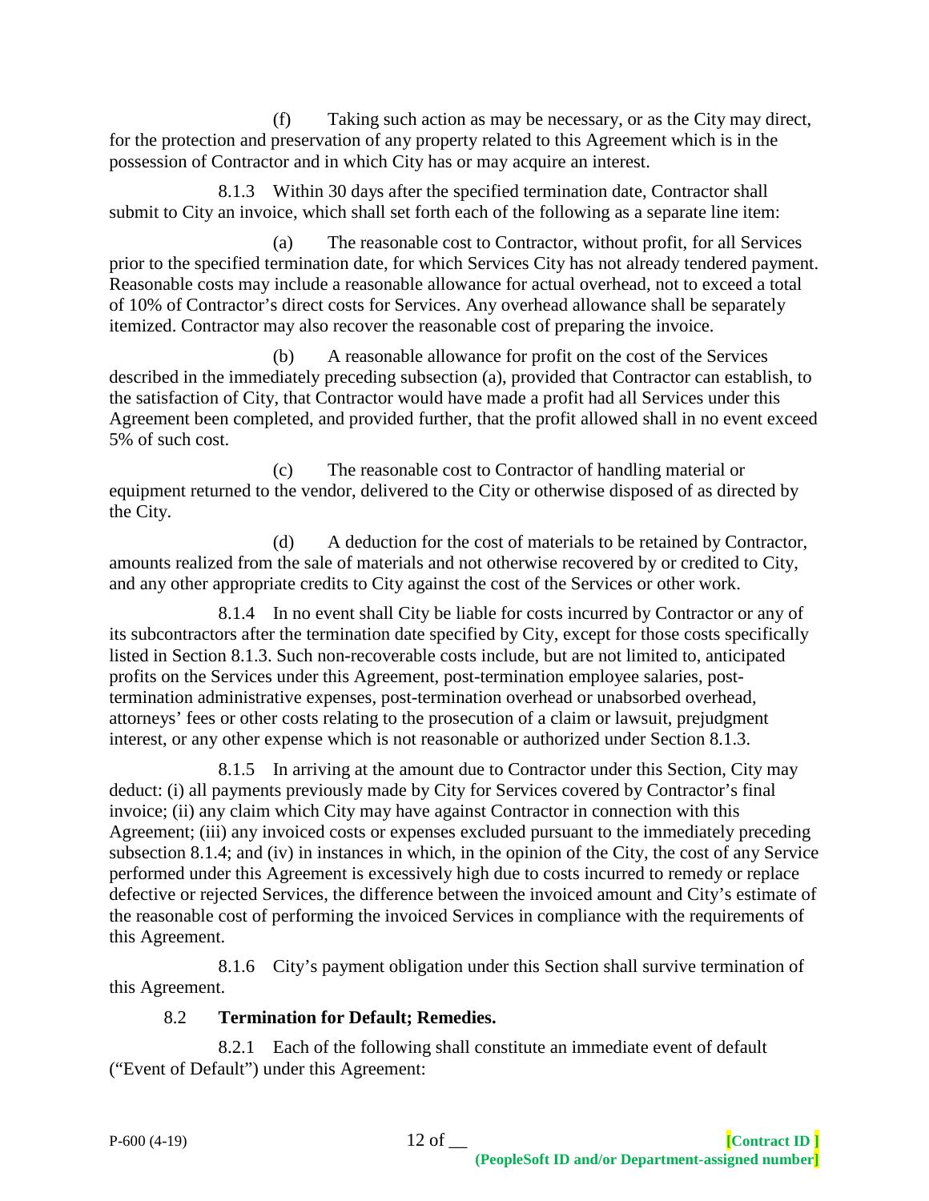(f) Taking such action as may be necessary, or as the City may direct, for the protection and preservation of any property related to this Agreement which is in the possession of Contractor and in which City has or may acquire an interest.

8.1.3 Within 30 days after the specified termination date, Contractor shall submit to City an invoice, which shall set forth each of the following as a separate line item:

(a) The reasonable cost to Contractor, without profit, for all Services prior to the specified termination date, for which Services City has not already tendered payment. Reasonable costs may include a reasonable allowance for actual overhead, not to exceed a total of 10% of Contractor's direct costs for Services. Any overhead allowance shall be separately itemized. Contractor may also recover the reasonable cost of preparing the invoice.

(b) A reasonable allowance for profit on the cost of the Services described in the immediately preceding subsection (a), provided that Contractor can establish, to the satisfaction of City, that Contractor would have made a profit had all Services under this Agreement been completed, and provided further, that the profit allowed shall in no event exceed 5% of such cost.

(c) The reasonable cost to Contractor of handling material or equipment returned to the vendor, delivered to the City or otherwise disposed of as directed by the City.

(d) A deduction for the cost of materials to be retained by Contractor, amounts realized from the sale of materials and not otherwise recovered by or credited to City, and any other appropriate credits to City against the cost of the Services or other work.

8.1.4 In no event shall City be liable for costs incurred by Contractor or any of its subcontractors after the termination date specified by City, except for those costs specifically listed in Section 8.1.3. Such non-recoverable costs include, but are not limited to, anticipated profits on the Services under this Agreement, post-termination employee salaries, post-termination administrative expenses, post-termination overhead or unabsorbed overhead, attorneys' fees or other costs relating to the prosecution of a claim or lawsuit, prejudgment interest, or any other expense which is not reasonable or authorized under Section 8.1.3.

8.1.5 In arriving at the amount due to Contractor under this Section, City may deduct: (i) all payments previously made by City for Services covered by Contractor's final invoice; (ii) any claim which City may have against Contractor in connection with this Agreement; (iii) any invoiced costs or expenses excluded pursuant to the immediately preceding subsection 8.1.4; and (iv) in instances in which, in the opinion of the City, the cost of any Service performed under this Agreement is excessively high due to costs incurred to remedy or replace defective or rejected Services, the difference between the invoiced amount and City's estimate of the reasonable cost of performing the invoiced Services in compliance with the requirements of this Agreement.

8.1.6 City's payment obligation under this Section shall survive termination of this Agreement.

8.2 **Termination for Default; Remedies.**

8.2.1 Each of the following shall constitute an immediate event of default ("Event of Default") under this Agreement: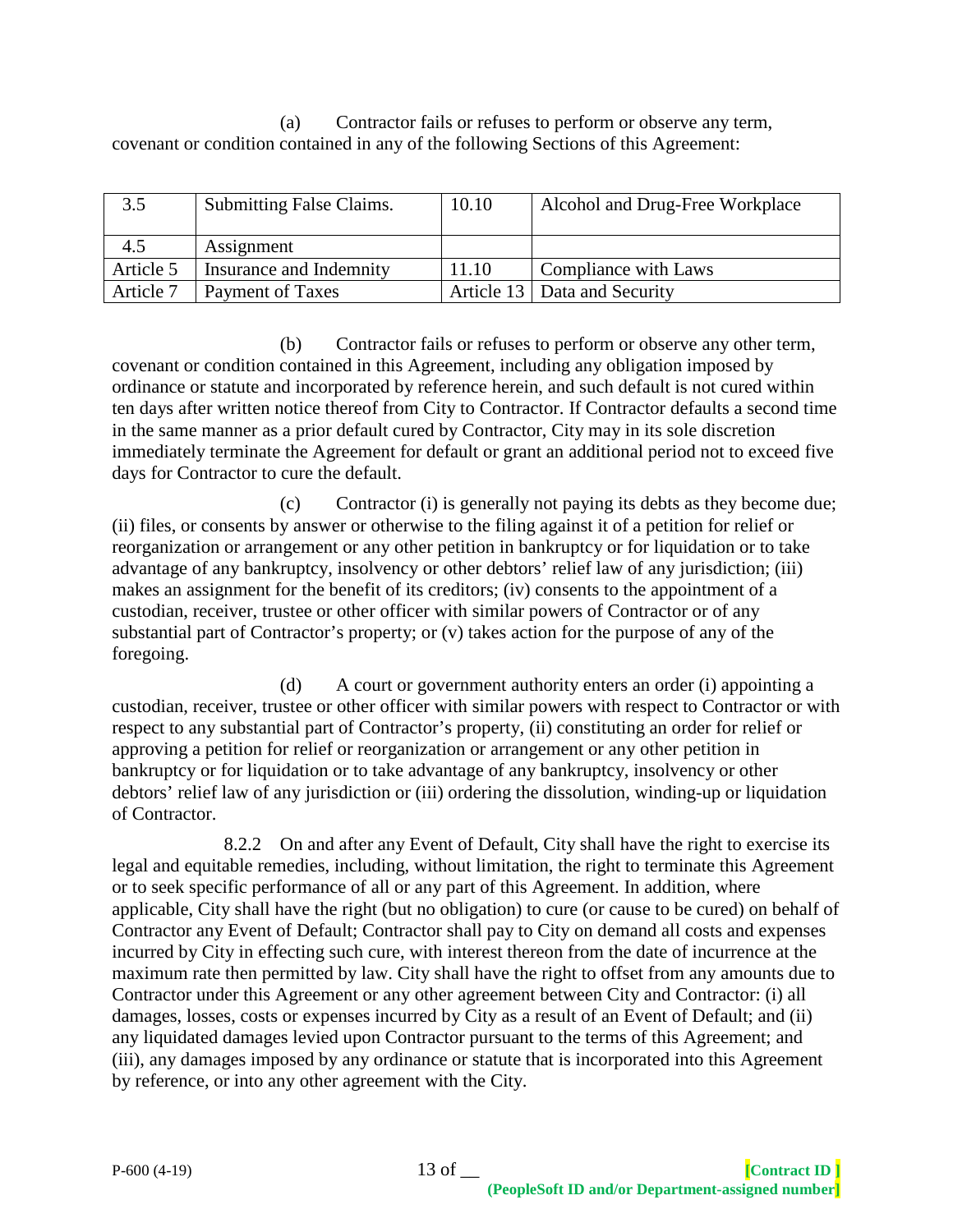(a) Contractor fails or refuses to perform or observe any term, covenant or condition contained in any of the following Sections of this Agreement:

| 3.5 | Submitting False Claims. | 10.10 | Alcohol and Drug-Free Workplace |
|---|---|---|---|
| 4.5 | Assignment | | |
| Article 5 | Insurance and Indemnity | 11.10 | Compliance with Laws |
| Article 7 | Payment of Taxes | Article 13 | Data and Security |

(b) Contractor fails or refuses to perform or observe any other term, covenant or condition contained in this Agreement, including any obligation imposed by ordinance or statute and incorporated by reference herein, and such default is not cured within ten days after written notice thereof from City to Contractor. If Contractor defaults a second time in the same manner as a prior default cured by Contractor, City may in its sole discretion immediately terminate the Agreement for default or grant an additional period not to exceed five days for Contractor to cure the default.

(c) Contractor (i) is generally not paying its debts as they become due; (ii) files, or consents by answer or otherwise to the filing against it of a petition for relief or reorganization or arrangement or any other petition in bankruptcy or for liquidation or to take advantage of any bankruptcy, insolvency or other debtors' relief law of any jurisdiction; (iii) makes an assignment for the benefit of its creditors; (iv) consents to the appointment of a custodian, receiver, trustee or other officer with similar powers of Contractor or of any substantial part of Contractor's property; or (v) takes action for the purpose of any of the foregoing.

(d) A court or government authority enters an order (i) appointing a custodian, receiver, trustee or other officer with similar powers with respect to Contractor or with respect to any substantial part of Contractor's property, (ii) constituting an order for relief or approving a petition for relief or reorganization or arrangement or any other petition in bankruptcy or for liquidation or to take advantage of any bankruptcy, insolvency or other debtors' relief law of any jurisdiction or (iii) ordering the dissolution, winding-up or liquidation of Contractor.

8.2.2 On and after any Event of Default, City shall have the right to exercise its legal and equitable remedies, including, without limitation, the right to terminate this Agreement or to seek specific performance of all or any part of this Agreement. In addition, where applicable, City shall have the right (but no obligation) to cure (or cause to be cured) on behalf of Contractor any Event of Default; Contractor shall pay to City on demand all costs and expenses incurred by City in effecting such cure, with interest thereon from the date of incurrence at the maximum rate then permitted by law. City shall have the right to offset from any amounts due to Contractor under this Agreement or any other agreement between City and Contractor: (i) all damages, losses, costs or expenses incurred by City as a result of an Event of Default; and (ii) any liquidated damages levied upon Contractor pursuant to the terms of this Agreement; and (iii), any damages imposed by any ordinance or statute that is incorporated into this Agreement by reference, or into any other agreement with the City.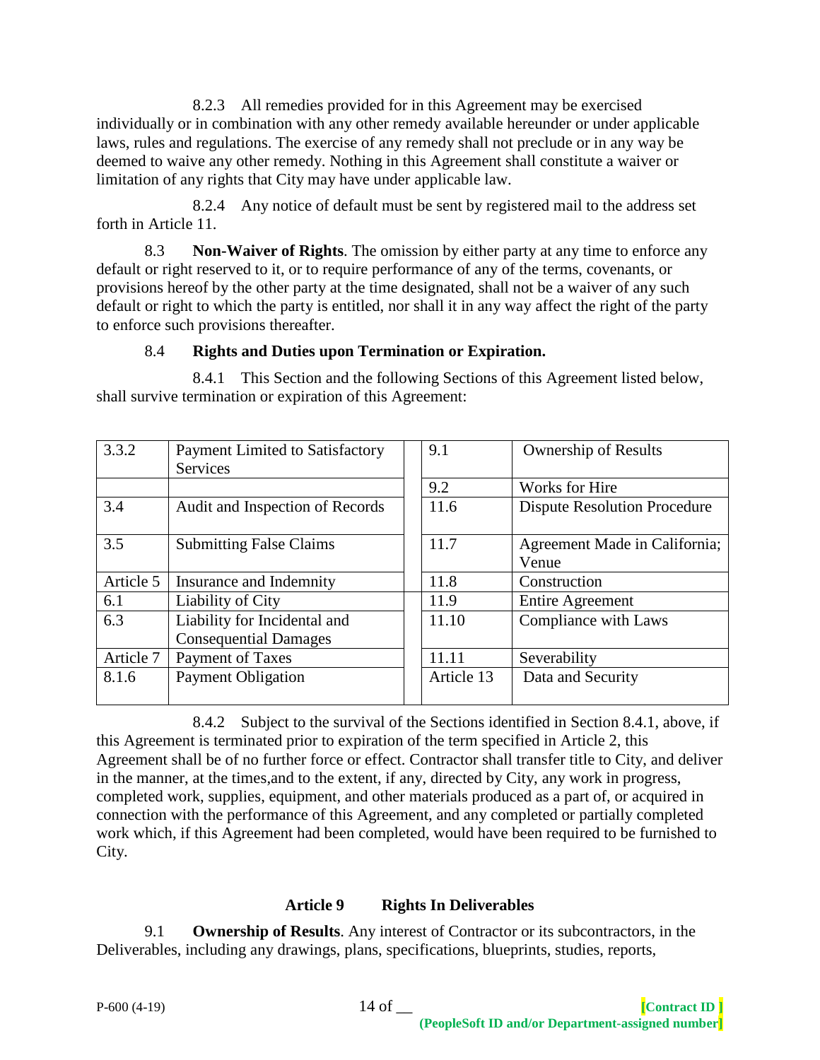8.2.3 All remedies provided for in this Agreement may be exercised individually or in combination with any other remedy available hereunder or under applicable laws, rules and regulations. The exercise of any remedy shall not preclude or in any way be deemed to waive any other remedy. Nothing in this Agreement shall constitute a waiver or limitation of any rights that City may have under applicable law.

8.2.4 Any notice of default must be sent by registered mail to the address set forth in Article 11.

8.3 **Non-Waiver of Rights**. The omission by either party at any time to enforce any default or right reserved to it, or to require performance of any of the terms, covenants, or provisions hereof by the other party at the time designated, shall not be a waiver of any such default or right to which the party is entitled, nor shall it in any way affect the right of the party to enforce such provisions thereafter.

8.4 **Rights and Duties upon Termination or Expiration.**

8.4.1 This Section and the following Sections of this Agreement listed below, shall survive termination or expiration of this Agreement:

| | | | | |
|---|---|---|---|---|
| 3.3.2 | Payment Limited to Satisfactory Services | | 9.1 | Ownership of Results |
| | | | 9.2 | Works for Hire |
| 3.4 | Audit and Inspection of Records | | 11.6 | Dispute Resolution Procedure |
| 3.5 | Submitting False Claims | | 11.7 | Agreement Made in California; Venue |
| Article 5 | Insurance and Indemnity | | 11.8 | Construction |
| 6.1 | Liability of City | | 11.9 | Entire Agreement |
| 6.3 | Liability for Incidental and Consequential Damages | | 11.10 | Compliance with Laws |
| Article 7 | Payment of Taxes | | 11.11 | Severability |
| 8.1.6 | Payment Obligation | | Article 13 | Data and Security |

8.4.2 Subject to the survival of the Sections identified in Section 8.4.1, above, if this Agreement is terminated prior to expiration of the term specified in Article 2, this Agreement shall be of no further force or effect. Contractor shall transfer title to City, and deliver in the manner, at the times,and to the extent, if any, directed by City, any work in progress, completed work, supplies, equipment, and other materials produced as a part of, or acquired in connection with the performance of this Agreement, and any completed or partially completed work which, if this Agreement had been completed, would have been required to be furnished to City.

## Article 9 Rights In Deliverables

9.1 **Ownership of Results**. Any interest of Contractor or its subcontractors, in the Deliverables, including any drawings, plans, specifications, blueprints, studies, reports,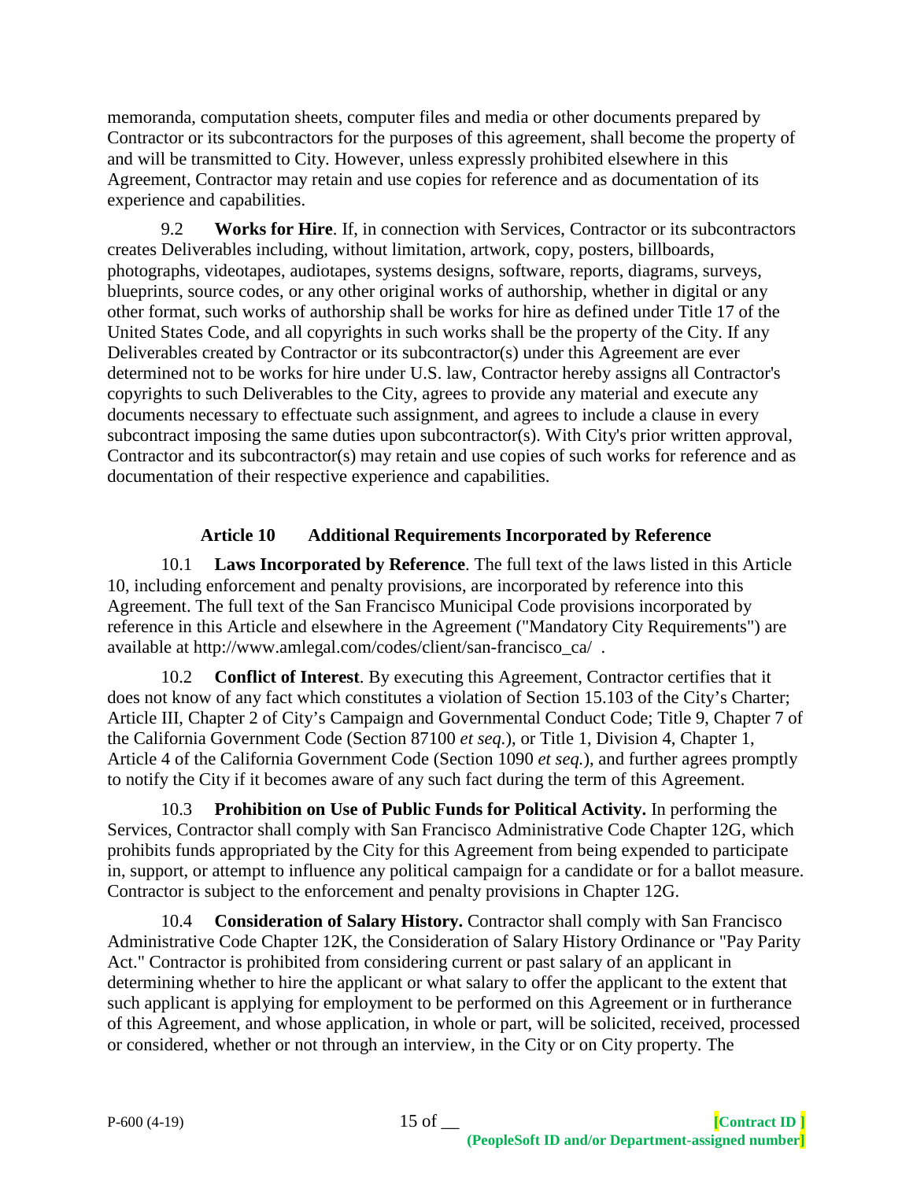memoranda, computation sheets, computer files and media or other documents prepared by Contractor or its subcontractors for the purposes of this agreement, shall become the property of and will be transmitted to City. However, unless expressly prohibited elsewhere in this Agreement, Contractor may retain and use copies for reference and as documentation of its experience and capabilities.

9.2 **Works for Hire**. If, in connection with Services, Contractor or its subcontractors creates Deliverables including, without limitation, artwork, copy, posters, billboards, photographs, videotapes, audiotapes, systems designs, software, reports, diagrams, surveys, blueprints, source codes, or any other original works of authorship, whether in digital or any other format, such works of authorship shall be works for hire as defined under Title 17 of the United States Code, and all copyrights in such works shall be the property of the City. If any Deliverables created by Contractor or its subcontractor(s) under this Agreement are ever determined not to be works for hire under U.S. law, Contractor hereby assigns all Contractor's copyrights to such Deliverables to the City, agrees to provide any material and execute any documents necessary to effectuate such assignment, and agrees to include a clause in every subcontract imposing the same duties upon subcontractor(s). With City's prior written approval, Contractor and its subcontractor(s) may retain and use copies of such works for reference and as documentation of their respective experience and capabilities.

## Article 10 Additional Requirements Incorporated by Reference

10.1 **Laws Incorporated by Reference**. The full text of the laws listed in this Article 10, including enforcement and penalty provisions, are incorporated by reference into this Agreement. The full text of the San Francisco Municipal Code provisions incorporated by reference in this Article and elsewhere in the Agreement ("Mandatory City Requirements") are available at http://www.amlegal.com/codes/client/san-francisco_ca/ .

10.2 **Conflict of Interest**. By executing this Agreement, Contractor certifies that it does not know of any fact which constitutes a violation of Section 15.103 of the City's Charter; Article III, Chapter 2 of City's Campaign and Governmental Conduct Code; Title 9, Chapter 7 of the California Government Code (Section 87100 *et seq.*), or Title 1, Division 4, Chapter 1, Article 4 of the California Government Code (Section 1090 *et seq.*), and further agrees promptly to notify the City if it becomes aware of any such fact during the term of this Agreement.

10.3 **Prohibition on Use of Public Funds for Political Activity.** In performing the Services, Contractor shall comply with San Francisco Administrative Code Chapter 12G, which prohibits funds appropriated by the City for this Agreement from being expended to participate in, support, or attempt to influence any political campaign for a candidate or for a ballot measure. Contractor is subject to the enforcement and penalty provisions in Chapter 12G.

10.4 **Consideration of Salary History.** Contractor shall comply with San Francisco Administrative Code Chapter 12K, the Consideration of Salary History Ordinance or "Pay Parity Act." Contractor is prohibited from considering current or past salary of an applicant in determining whether to hire the applicant or what salary to offer the applicant to the extent that such applicant is applying for employment to be performed on this Agreement or in furtherance of this Agreement, and whose application, in whole or part, will be solicited, received, processed or considered, whether or not through an interview, in the City or on City property. The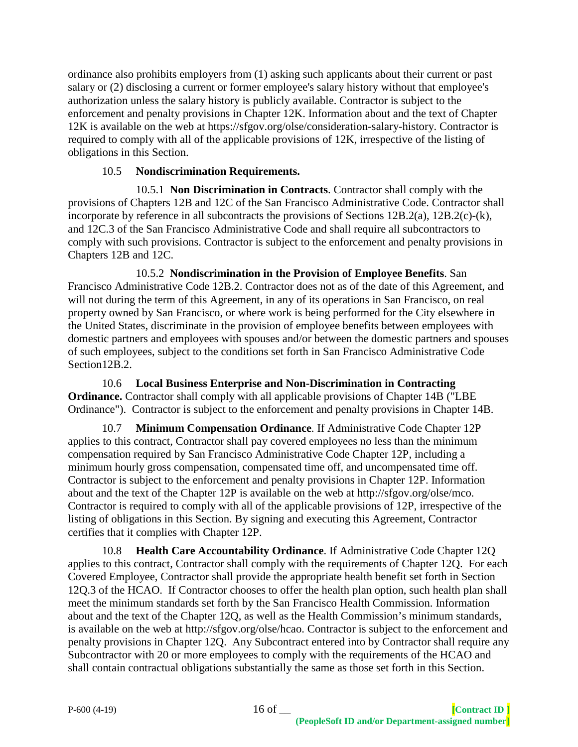ordinance also prohibits employers from (1) asking such applicants about their current or past salary or (2) disclosing a current or former employee's salary history without that employee's authorization unless the salary history is publicly available. Contractor is subject to the enforcement and penalty provisions in Chapter 12K. Information about and the text of Chapter 12K is available on the web at https://sfgov.org/olse/consideration-salary-history. Contractor is required to comply with all of the applicable provisions of 12K, irrespective of the listing of obligations in this Section.

10.5 **Nondiscrimination Requirements.**

10.5.1 **Non Discrimination in Contracts**. Contractor shall comply with the provisions of Chapters 12B and 12C of the San Francisco Administrative Code. Contractor shall incorporate by reference in all subcontracts the provisions of Sections 12B.2(a), 12B.2(c)-(k), and 12C.3 of the San Francisco Administrative Code and shall require all subcontractors to comply with such provisions. Contractor is subject to the enforcement and penalty provisions in Chapters 12B and 12C.

10.5.2 **Nondiscrimination in the Provision of Employee Benefits**. San Francisco Administrative Code 12B.2. Contractor does not as of the date of this Agreement, and will not during the term of this Agreement, in any of its operations in San Francisco, on real property owned by San Francisco, or where work is being performed for the City elsewhere in the United States, discriminate in the provision of employee benefits between employees with domestic partners and employees with spouses and/or between the domestic partners and spouses of such employees, subject to the conditions set forth in San Francisco Administrative Code Section12B.2.

10.6 **Local Business Enterprise and Non-Discrimination in Contracting Ordinance.** Contractor shall comply with all applicable provisions of Chapter 14B ("LBE Ordinance"). Contractor is subject to the enforcement and penalty provisions in Chapter 14B.

10.7 **Minimum Compensation Ordinance**. If Administrative Code Chapter 12P applies to this contract, Contractor shall pay covered employees no less than the minimum compensation required by San Francisco Administrative Code Chapter 12P, including a minimum hourly gross compensation, compensated time off, and uncompensated time off. Contractor is subject to the enforcement and penalty provisions in Chapter 12P. Information about and the text of the Chapter 12P is available on the web at http://sfgov.org/olse/mco. Contractor is required to comply with all of the applicable provisions of 12P, irrespective of the listing of obligations in this Section. By signing and executing this Agreement, Contractor certifies that it complies with Chapter 12P.

10.8 **Health Care Accountability Ordinance**. If Administrative Code Chapter 12Q applies to this contract, Contractor shall comply with the requirements of Chapter 12Q. For each Covered Employee, Contractor shall provide the appropriate health benefit set forth in Section 12Q.3 of the HCAO. If Contractor chooses to offer the health plan option, such health plan shall meet the minimum standards set forth by the San Francisco Health Commission. Information about and the text of the Chapter 12Q, as well as the Health Commission's minimum standards, is available on the web at http://sfgov.org/olse/hcao. Contractor is subject to the enforcement and penalty provisions in Chapter 12Q. Any Subcontract entered into by Contractor shall require any Subcontractor with 20 or more employees to comply with the requirements of the HCAO and shall contain contractual obligations substantially the same as those set forth in this Section.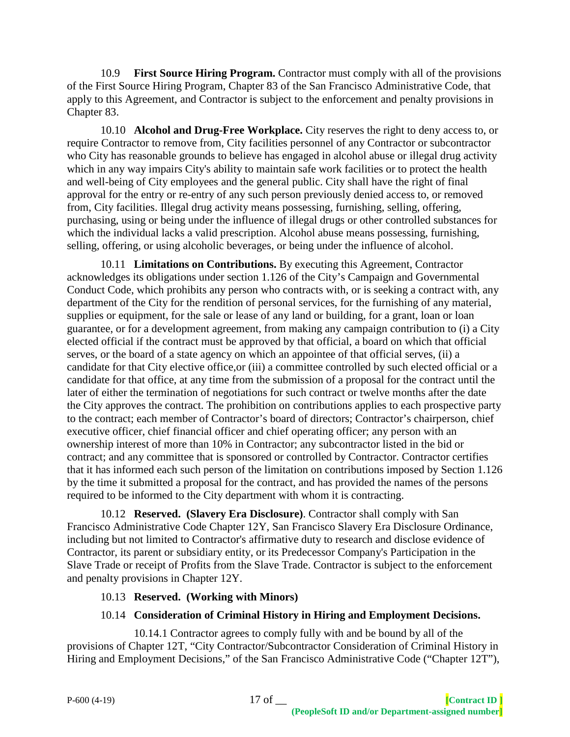10.9 **First Source Hiring Program.** Contractor must comply with all of the provisions of the First Source Hiring Program, Chapter 83 of the San Francisco Administrative Code, that apply to this Agreement, and Contractor is subject to the enforcement and penalty provisions in Chapter 83.

10.10 **Alcohol and Drug-Free Workplace.** City reserves the right to deny access to, or require Contractor to remove from, City facilities personnel of any Contractor or subcontractor who City has reasonable grounds to believe has engaged in alcohol abuse or illegal drug activity which in any way impairs City's ability to maintain safe work facilities or to protect the health and well-being of City employees and the general public. City shall have the right of final approval for the entry or re-entry of any such person previously denied access to, or removed from, City facilities. Illegal drug activity means possessing, furnishing, selling, offering, purchasing, using or being under the influence of illegal drugs or other controlled substances for which the individual lacks a valid prescription. Alcohol abuse means possessing, furnishing, selling, offering, or using alcoholic beverages, or being under the influence of alcohol.

10.11 **Limitations on Contributions.** By executing this Agreement, Contractor acknowledges its obligations under section 1.126 of the City's Campaign and Governmental Conduct Code, which prohibits any person who contracts with, or is seeking a contract with, any department of the City for the rendition of personal services, for the furnishing of any material, supplies or equipment, for the sale or lease of any land or building, for a grant, loan or loan guarantee, or for a development agreement, from making any campaign contribution to (i) a City elected official if the contract must be approved by that official, a board on which that official serves, or the board of a state agency on which an appointee of that official serves, (ii) a candidate for that City elective office,or (iii) a committee controlled by such elected official or a candidate for that office, at any time from the submission of a proposal for the contract until the later of either the termination of negotiations for such contract or twelve months after the date the City approves the contract. The prohibition on contributions applies to each prospective party to the contract; each member of Contractor's board of directors; Contractor's chairperson, chief executive officer, chief financial officer and chief operating officer; any person with an ownership interest of more than 10% in Contractor; any subcontractor listed in the bid or contract; and any committee that is sponsored or controlled by Contractor. Contractor certifies that it has informed each such person of the limitation on contributions imposed by Section 1.126 by the time it submitted a proposal for the contract, and has provided the names of the persons required to be informed to the City department with whom it is contracting.

10.12 **Reserved. (Slavery Era Disclosure)**. Contractor shall comply with San Francisco Administrative Code Chapter 12Y, San Francisco Slavery Era Disclosure Ordinance, including but not limited to Contractor's affirmative duty to research and disclose evidence of Contractor, its parent or subsidiary entity, or its Predecessor Company's Participation in the Slave Trade or receipt of Profits from the Slave Trade. Contractor is subject to the enforcement and penalty provisions in Chapter 12Y.

10.13 **Reserved. (Working with Minors)**

10.14 **Consideration of Criminal History in Hiring and Employment Decisions.**

10.14.1 Contractor agrees to comply fully with and be bound by all of the provisions of Chapter 12T, "City Contractor/Subcontractor Consideration of Criminal History in Hiring and Employment Decisions," of the San Francisco Administrative Code ("Chapter 12T"),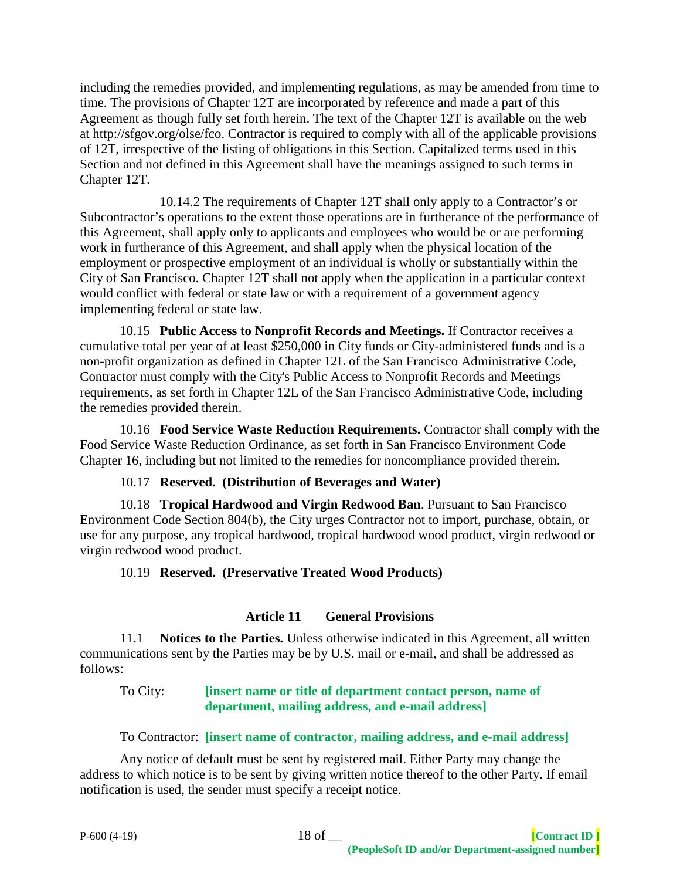including the remedies provided, and implementing regulations, as may be amended from time to time. The provisions of Chapter 12T are incorporated by reference and made a part of this Agreement as though fully set forth herein. The text of the Chapter 12T is available on the web at http://sfgov.org/olse/fco. Contractor is required to comply with all of the applicable provisions of 12T, irrespective of the listing of obligations in this Section. Capitalized terms used in this Section and not defined in this Agreement shall have the meanings assigned to such terms in Chapter 12T.

10.14.2 The requirements of Chapter 12T shall only apply to a Contractor's or Subcontractor's operations to the extent those operations are in furtherance of the performance of this Agreement, shall apply only to applicants and employees who would be or are performing work in furtherance of this Agreement, and shall apply when the physical location of the employment or prospective employment of an individual is wholly or substantially within the City of San Francisco. Chapter 12T shall not apply when the application in a particular context would conflict with federal or state law or with a requirement of a government agency implementing federal or state law.

10.15 **Public Access to Nonprofit Records and Meetings.** If Contractor receives a cumulative total per year of at least $250,000 in City funds or City-administered funds and is a non-profit organization as defined in Chapter 12L of the San Francisco Administrative Code, Contractor must comply with the City's Public Access to Nonprofit Records and Meetings requirements, as set forth in Chapter 12L of the San Francisco Administrative Code, including the remedies provided therein.

10.16 **Food Service Waste Reduction Requirements.** Contractor shall comply with the Food Service Waste Reduction Ordinance, as set forth in San Francisco Environment Code Chapter 16, including but not limited to the remedies for noncompliance provided therein.

10.17 **Reserved. (Distribution of Beverages and Water)**

10.18 **Tropical Hardwood and Virgin Redwood Ban**. Pursuant to San Francisco Environment Code Section 804(b), the City urges Contractor not to import, purchase, obtain, or use for any purpose, any tropical hardwood, tropical hardwood wood product, virgin redwood or virgin redwood wood product.

10.19 **Reserved. (Preservative Treated Wood Products)**

## Article 11 General Provisions

11.1 **Notices to the Parties.** Unless otherwise indicated in this Agreement, all written communications sent by the Parties may be by U.S. mail or e-mail, and shall be addressed as follows:

To City: **[insert name or title of department contact person, name of department, mailing address, and e-mail address]**

To Contractor: **[insert name of contractor, mailing address, and e-mail address]**

Any notice of default must be sent by registered mail. Either Party may change the address to which notice is to be sent by giving written notice thereof to the other Party. If email notification is used, the sender must specify a receipt notice.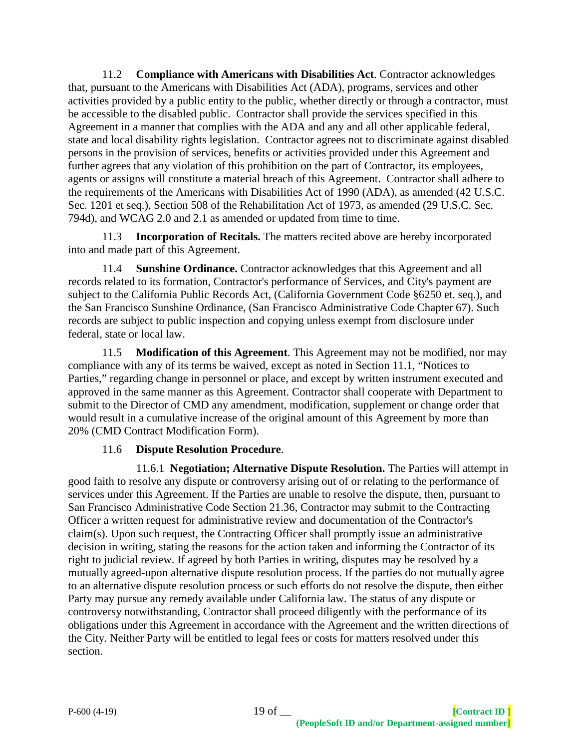11.2 **Compliance with Americans with Disabilities Act**. Contractor acknowledges that, pursuant to the Americans with Disabilities Act (ADA), programs, services and other activities provided by a public entity to the public, whether directly or through a contractor, must be accessible to the disabled public. Contractor shall provide the services specified in this Agreement in a manner that complies with the ADA and any and all other applicable federal, state and local disability rights legislation. Contractor agrees not to discriminate against disabled persons in the provision of services, benefits or activities provided under this Agreement and further agrees that any violation of this prohibition on the part of Contractor, its employees, agents or assigns will constitute a material breach of this Agreement. Contractor shall adhere to the requirements of the Americans with Disabilities Act of 1990 (ADA), as amended (42 U.S.C. Sec. 1201 et seq.), Section 508 of the Rehabilitation Act of 1973, as amended (29 U.S.C. Sec. 794d), and WCAG 2.0 and 2.1 as amended or updated from time to time.

11.3 **Incorporation of Recitals.** The matters recited above are hereby incorporated into and made part of this Agreement.

11.4 **Sunshine Ordinance.** Contractor acknowledges that this Agreement and all records related to its formation, Contractor's performance of Services, and City's payment are subject to the California Public Records Act, (California Government Code §6250 et. seq.), and the San Francisco Sunshine Ordinance, (San Francisco Administrative Code Chapter 67). Such records are subject to public inspection and copying unless exempt from disclosure under federal, state or local law.

11.5 **Modification of this Agreement**. This Agreement may not be modified, nor may compliance with any of its terms be waived, except as noted in Section 11.1, "Notices to Parties," regarding change in personnel or place, and except by written instrument executed and approved in the same manner as this Agreement. Contractor shall cooperate with Department to submit to the Director of CMD any amendment, modification, supplement or change order that would result in a cumulative increase of the original amount of this Agreement by more than 20% (CMD Contract Modification Form).

11.6 **Dispute Resolution Procedure**.

11.6.1 **Negotiation; Alternative Dispute Resolution.** The Parties will attempt in good faith to resolve any dispute or controversy arising out of or relating to the performance of services under this Agreement. If the Parties are unable to resolve the dispute, then, pursuant to San Francisco Administrative Code Section 21.36, Contractor may submit to the Contracting Officer a written request for administrative review and documentation of the Contractor's claim(s). Upon such request, the Contracting Officer shall promptly issue an administrative decision in writing, stating the reasons for the action taken and informing the Contractor of its right to judicial review. If agreed by both Parties in writing, disputes may be resolved by a mutually agreed-upon alternative dispute resolution process. If the parties do not mutually agree to an alternative dispute resolution process or such efforts do not resolve the dispute, then either Party may pursue any remedy available under California law. The status of any dispute or controversy notwithstanding, Contractor shall proceed diligently with the performance of its obligations under this Agreement in accordance with the Agreement and the written directions of the City. Neither Party will be entitled to legal fees or costs for matters resolved under this section.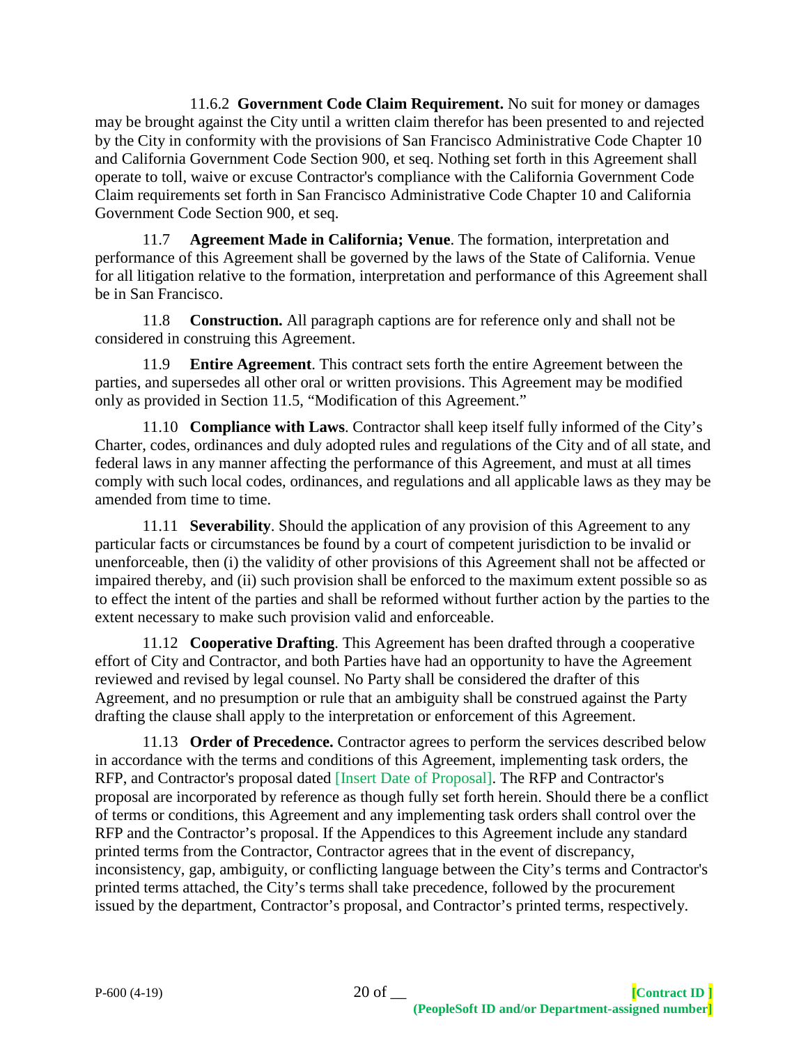11.6.2 **Government Code Claim Requirement.** No suit for money or damages may be brought against the City until a written claim therefor has been presented to and rejected by the City in conformity with the provisions of San Francisco Administrative Code Chapter 10 and California Government Code Section 900, et seq. Nothing set forth in this Agreement shall operate to toll, waive or excuse Contractor's compliance with the California Government Code Claim requirements set forth in San Francisco Administrative Code Chapter 10 and California Government Code Section 900, et seq.

11.7 **Agreement Made in California; Venue**. The formation, interpretation and performance of this Agreement shall be governed by the laws of the State of California. Venue for all litigation relative to the formation, interpretation and performance of this Agreement shall be in San Francisco.

11.8 **Construction.** All paragraph captions are for reference only and shall not be considered in construing this Agreement.

11.9 **Entire Agreement**. This contract sets forth the entire Agreement between the parties, and supersedes all other oral or written provisions. This Agreement may be modified only as provided in Section 11.5, "Modification of this Agreement."

11.10 **Compliance with Laws**. Contractor shall keep itself fully informed of the City's Charter, codes, ordinances and duly adopted rules and regulations of the City and of all state, and federal laws in any manner affecting the performance of this Agreement, and must at all times comply with such local codes, ordinances, and regulations and all applicable laws as they may be amended from time to time.

11.11 **Severability**. Should the application of any provision of this Agreement to any particular facts or circumstances be found by a court of competent jurisdiction to be invalid or unenforceable, then (i) the validity of other provisions of this Agreement shall not be affected or impaired thereby, and (ii) such provision shall be enforced to the maximum extent possible so as to effect the intent of the parties and shall be reformed without further action by the parties to the extent necessary to make such provision valid and enforceable.

11.12 **Cooperative Drafting**. This Agreement has been drafted through a cooperative effort of City and Contractor, and both Parties have had an opportunity to have the Agreement reviewed and revised by legal counsel. No Party shall be considered the drafter of this Agreement, and no presumption or rule that an ambiguity shall be construed against the Party drafting the clause shall apply to the interpretation or enforcement of this Agreement.

11.13 **Order of Precedence.** Contractor agrees to perform the services described below in accordance with the terms and conditions of this Agreement, implementing task orders, the RFP, and Contractor's proposal dated [Insert Date of Proposal]. The RFP and Contractor's proposal are incorporated by reference as though fully set forth herein. Should there be a conflict of terms or conditions, this Agreement and any implementing task orders shall control over the RFP and the Contractor's proposal. If the Appendices to this Agreement include any standard printed terms from the Contractor, Contractor agrees that in the event of discrepancy, inconsistency, gap, ambiguity, or conflicting language between the City's terms and Contractor's printed terms attached, the City's terms shall take precedence, followed by the procurement issued by the department, Contractor's proposal, and Contractor's printed terms, respectively.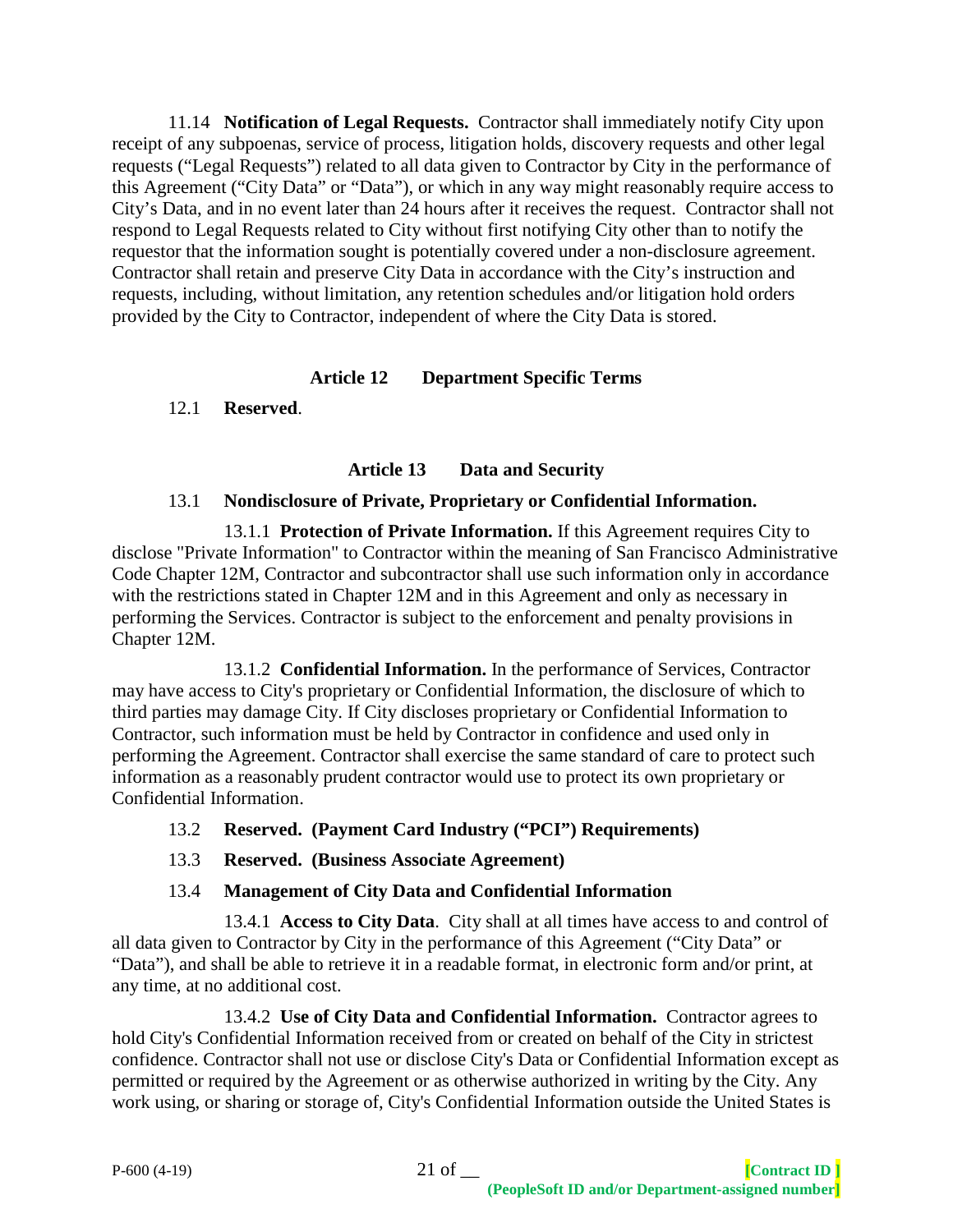11.14 **Notification of Legal Requests.** Contractor shall immediately notify City upon receipt of any subpoenas, service of process, litigation holds, discovery requests and other legal requests ("Legal Requests") related to all data given to Contractor by City in the performance of this Agreement ("City Data" or "Data"), or which in any way might reasonably require access to City's Data, and in no event later than 24 hours after it receives the request. Contractor shall not respond to Legal Requests related to City without first notifying City other than to notify the requestor that the information sought is potentially covered under a non-disclosure agreement. Contractor shall retain and preserve City Data in accordance with the City's instruction and requests, including, without limitation, any retention schedules and/or litigation hold orders provided by the City to Contractor, independent of where the City Data is stored.

## Article 12 Department Specific Terms

12.1 **Reserved**.

## Article 13 Data and Security

13.1 **Nondisclosure of Private, Proprietary or Confidential Information.**

13.1.1 **Protection of Private Information.** If this Agreement requires City to disclose "Private Information" to Contractor within the meaning of San Francisco Administrative Code Chapter 12M, Contractor and subcontractor shall use such information only in accordance with the restrictions stated in Chapter 12M and in this Agreement and only as necessary in performing the Services. Contractor is subject to the enforcement and penalty provisions in Chapter 12M.

13.1.2 **Confidential Information.** In the performance of Services, Contractor may have access to City's proprietary or Confidential Information, the disclosure of which to third parties may damage City. If City discloses proprietary or Confidential Information to Contractor, such information must be held by Contractor in confidence and used only in performing the Agreement. Contractor shall exercise the same standard of care to protect such information as a reasonably prudent contractor would use to protect its own proprietary or Confidential Information.

13.2 **Reserved. (Payment Card Industry ("PCI") Requirements)**

13.3 **Reserved. (Business Associate Agreement)**

13.4 **Management of City Data and Confidential Information**

13.4.1 **Access to City Data**. City shall at all times have access to and control of all data given to Contractor by City in the performance of this Agreement ("City Data" or "Data"), and shall be able to retrieve it in a readable format, in electronic form and/or print, at any time, at no additional cost.

13.4.2 **Use of City Data and Confidential Information.** Contractor agrees to hold City's Confidential Information received from or created on behalf of the City in strictest confidence. Contractor shall not use or disclose City's Data or Confidential Information except as permitted or required by the Agreement or as otherwise authorized in writing by the City. Any work using, or sharing or storage of, City's Confidential Information outside the United States is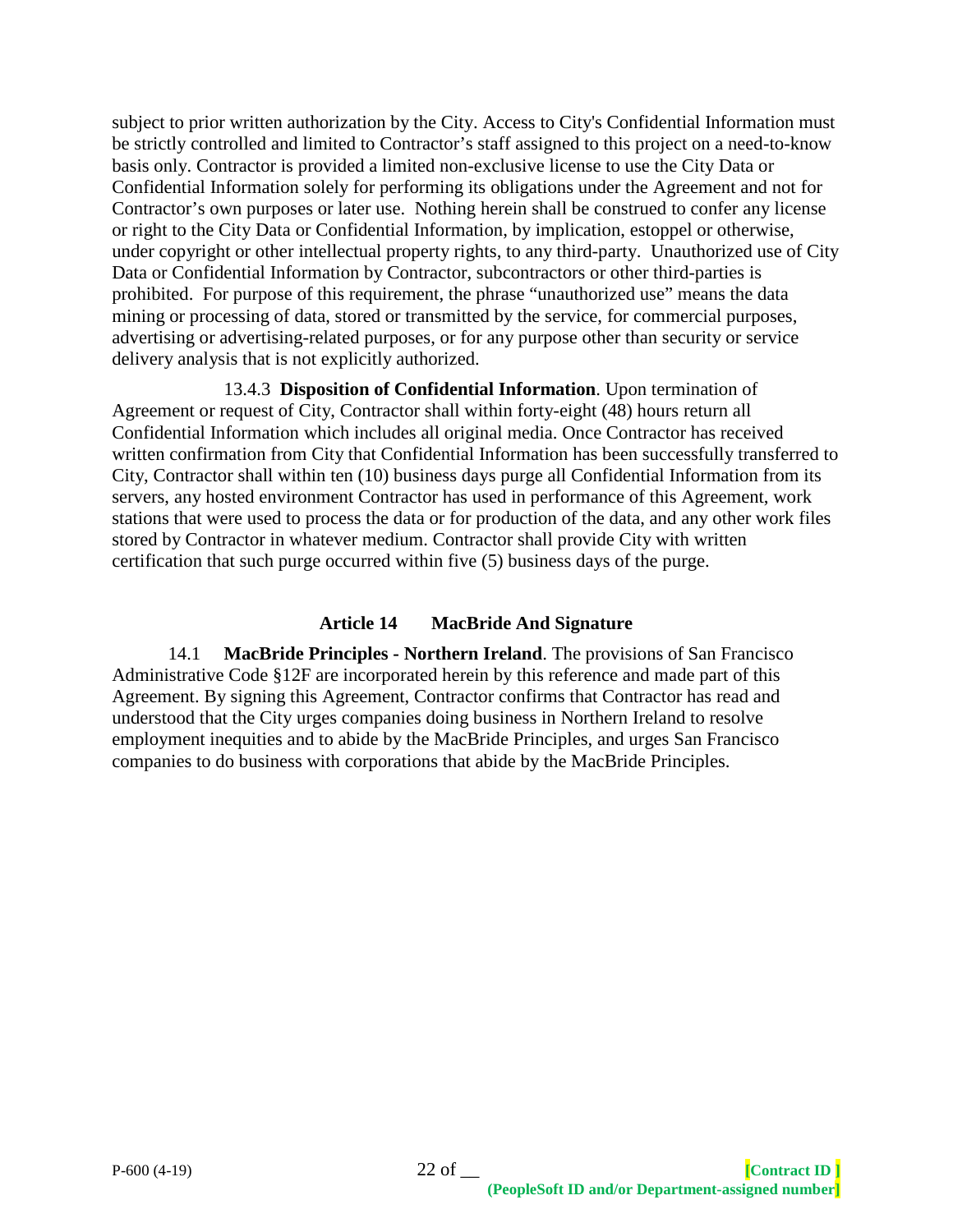subject to prior written authorization by the City. Access to City's Confidential Information must be strictly controlled and limited to Contractor's staff assigned to this project on a need-to-know basis only. Contractor is provided a limited non-exclusive license to use the City Data or Confidential Information solely for performing its obligations under the Agreement and not for Contractor's own purposes or later use. Nothing herein shall be construed to confer any license or right to the City Data or Confidential Information, by implication, estoppel or otherwise, under copyright or other intellectual property rights, to any third-party. Unauthorized use of City Data or Confidential Information by Contractor, subcontractors or other third-parties is prohibited. For purpose of this requirement, the phrase "unauthorized use" means the data mining or processing of data, stored or transmitted by the service, for commercial purposes, advertising or advertising-related purposes, or for any purpose other than security or service delivery analysis that is not explicitly authorized.

13.4.3 **Disposition of Confidential Information**. Upon termination of Agreement or request of City, Contractor shall within forty-eight (48) hours return all Confidential Information which includes all original media. Once Contractor has received written confirmation from City that Confidential Information has been successfully transferred to City, Contractor shall within ten (10) business days purge all Confidential Information from its servers, any hosted environment Contractor has used in performance of this Agreement, work stations that were used to process the data or for production of the data, and any other work files stored by Contractor in whatever medium. Contractor shall provide City with written certification that such purge occurred within five (5) business days of the purge.

## Article 14 MacBride And Signature

14.1 **MacBride Principles - Northern Ireland**. The provisions of San Francisco Administrative Code §12F are incorporated herein by this reference and made part of this Agreement. By signing this Agreement, Contractor confirms that Contractor has read and understood that the City urges companies doing business in Northern Ireland to resolve employment inequities and to abide by the MacBride Principles, and urges San Francisco companies to do business with corporations that abide by the MacBride Principles.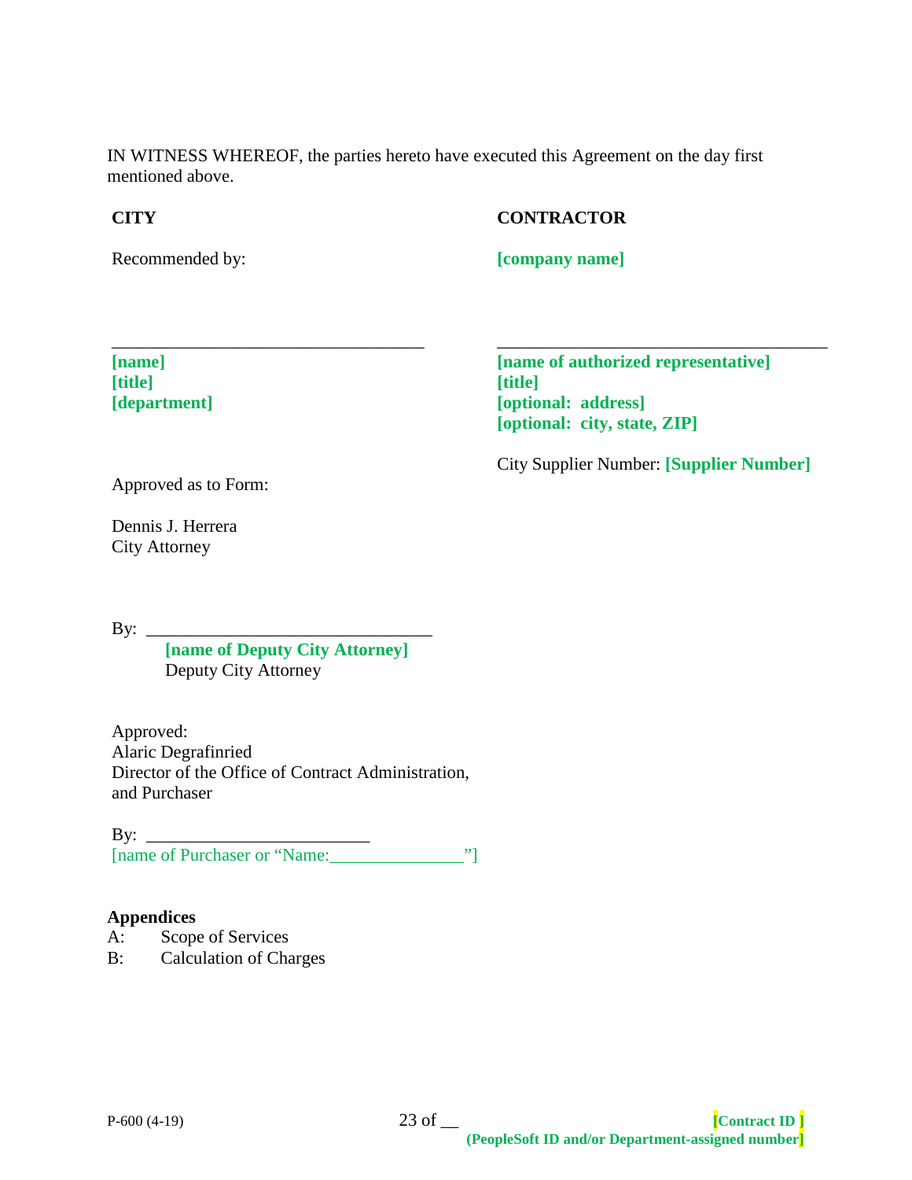IN WITNESS WHEREOF, the parties hereto have executed this Agreement on the day first mentioned above.

| **CITY** | **CONTRACTOR** |
|---|---|
| Recommended by: | **[company name]** |
| \_\_\_\_\_\_\_\_\_\_\_\_\_\_\_\_\_\_\_\_\_\_\_\_\_\_\_\_\_\_\_\_\_\_ | \_\_\_\_\_\_\_\_\_\_\_\_\_\_\_\_\_\_\_\_\_\_\_\_\_\_\_\_\_\_\_\_\_\_\_\_ |
| **[name]**<br>**[title]**<br>**[department]** | **[name of authorized representative]**<br>**[title]**<br>**[optional: address]**<br>**[optional: city, state, ZIP]** |
| | City Supplier Number: **[Supplier Number]** |

Approved as to Form:

Dennis J. Herrera
City Attorney

By: \_\_\_\_\_\_\_\_\_\_\_\_\_\_\_\_\_\_\_\_\_\_\_\_\_\_\_\_\_\_\_\_
**[name of Deputy City Attorney]**
Deputy City Attorney

Approved:
Alaric Degrafinried
Director of the Office of Contract Administration, and Purchaser

By: \_\_\_\_\_\_\_\_\_\_\_\_\_\_\_\_\_\_\_\_\_\_\_\_\_
[name of Purchaser or "Name:\_\_\_\_\_\_\_\_\_\_\_\_\_\_\_"]

**Appendices**

A: Scope of Services
B: Calculation of Charges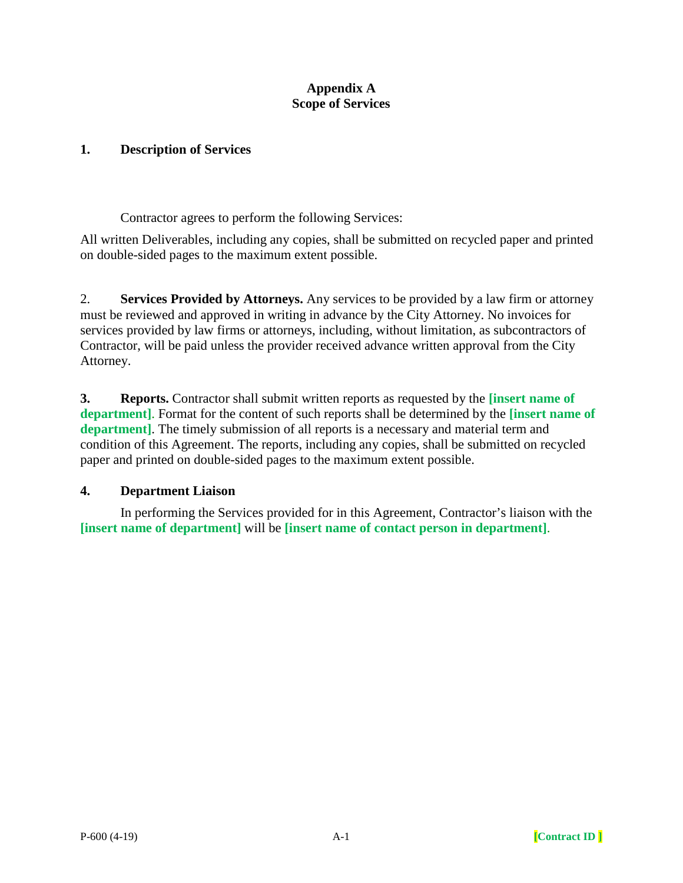**Appendix A**
**Scope of Services**

**1. Description of Services**

Contractor agrees to perform the following Services:

All written Deliverables, including any copies, shall be submitted on recycled paper and printed on double-sided pages to the maximum extent possible.

2. **Services Provided by Attorneys.** Any services to be provided by a law firm or attorney must be reviewed and approved in writing in advance by the City Attorney. No invoices for services provided by law firms or attorneys, including, without limitation, as subcontractors of Contractor, will be paid unless the provider received advance written approval from the City Attorney.

**3. Reports.** Contractor shall submit written reports as requested by the **[insert name of department]**. Format for the content of such reports shall be determined by the **[insert name of department]**. The timely submission of all reports is a necessary and material term and condition of this Agreement. The reports, including any copies, shall be submitted on recycled paper and printed on double-sided pages to the maximum extent possible.

**4. Department Liaison**

In performing the Services provided for in this Agreement, Contractor's liaison with the **[insert name of department]** will be **[insert name of contact person in department]**.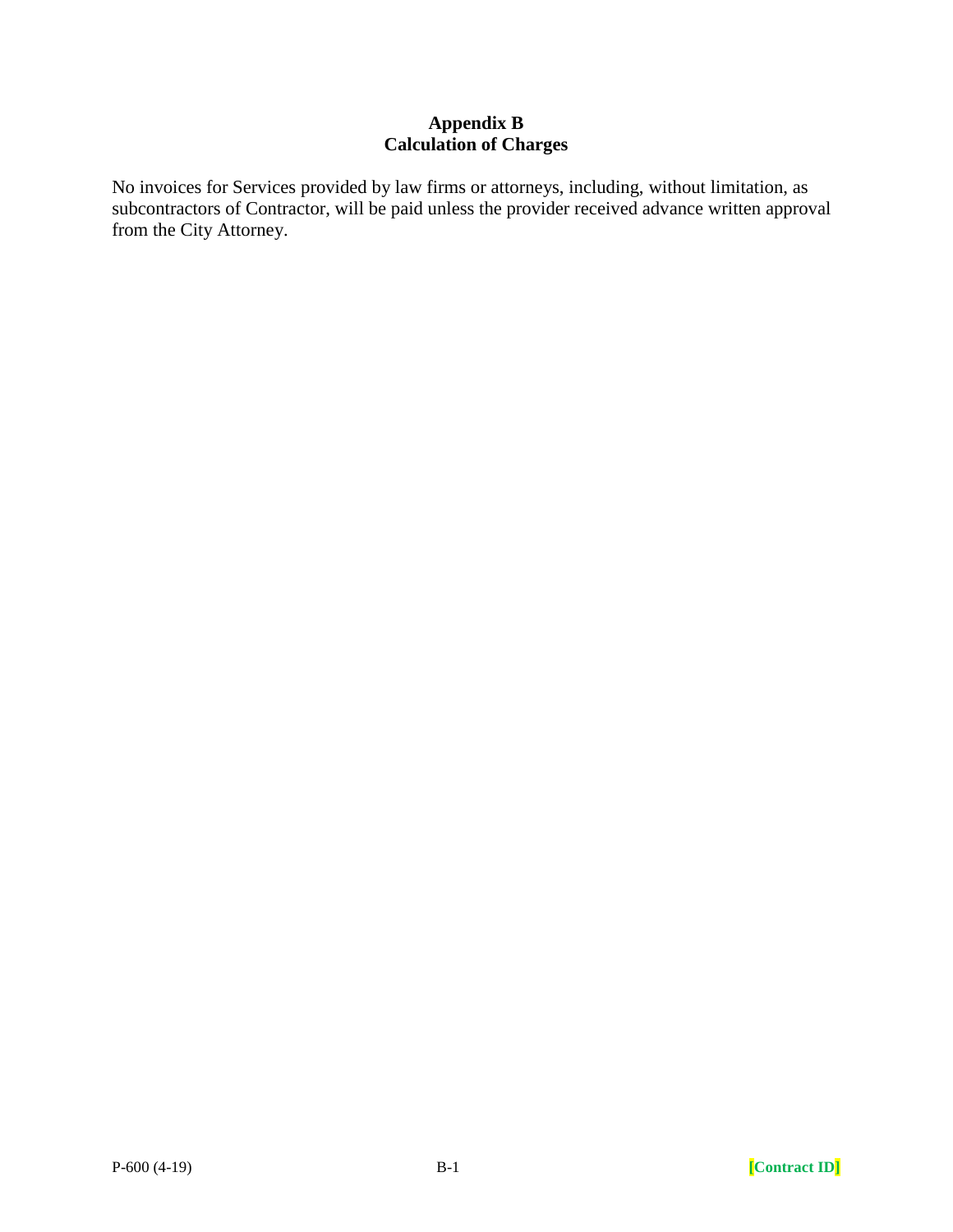**Appendix B**
**Calculation of Charges**

No invoices for Services provided by law firms or attorneys, including, without limitation, as subcontractors of Contractor, will be paid unless the provider received advance written approval from the City Attorney.